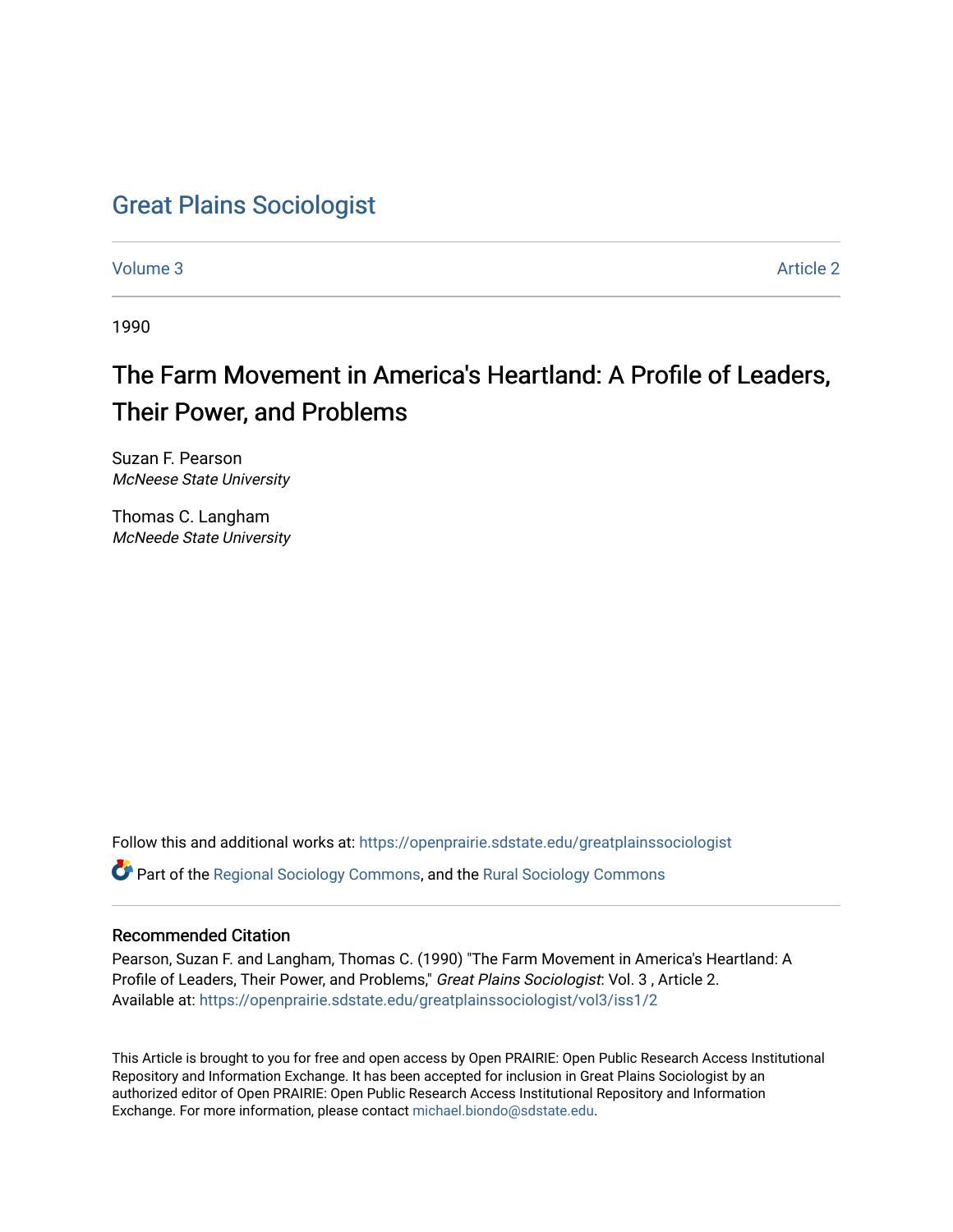# Great Plains Sociologist

Volume 3 Article 2

1990

## The Farm Movement in America's Heartland: A Profile of Leaders, Their Power, and Problems

Suzan F. Pearson
*McNeese State University*

Thomas C. Langham
*McNeede State University*

Follow this and additional works at: https://openprairie.sdstate.edu/greatplainssociologist

Part of the Regional Sociology Commons, and the Rural Sociology Commons

### Recommended Citation

Pearson, Suzan F. and Langham, Thomas C. (1990) "The Farm Movement in America's Heartland: A Profile of Leaders, Their Power, and Problems," *Great Plains Sociologist*: Vol. 3 , Article 2.
Available at: https://openprairie.sdstate.edu/greatplainssociologist/vol3/iss1/2

This Article is brought to you for free and open access by Open PRAIRIE: Open Public Research Access Institutional Repository and Information Exchange. It has been accepted for inclusion in Great Plains Sociologist by an authorized editor of Open PRAIRIE: Open Public Research Access Institutional Repository and Information Exchange. For more information, please contact michael.biondo@sdstate.edu.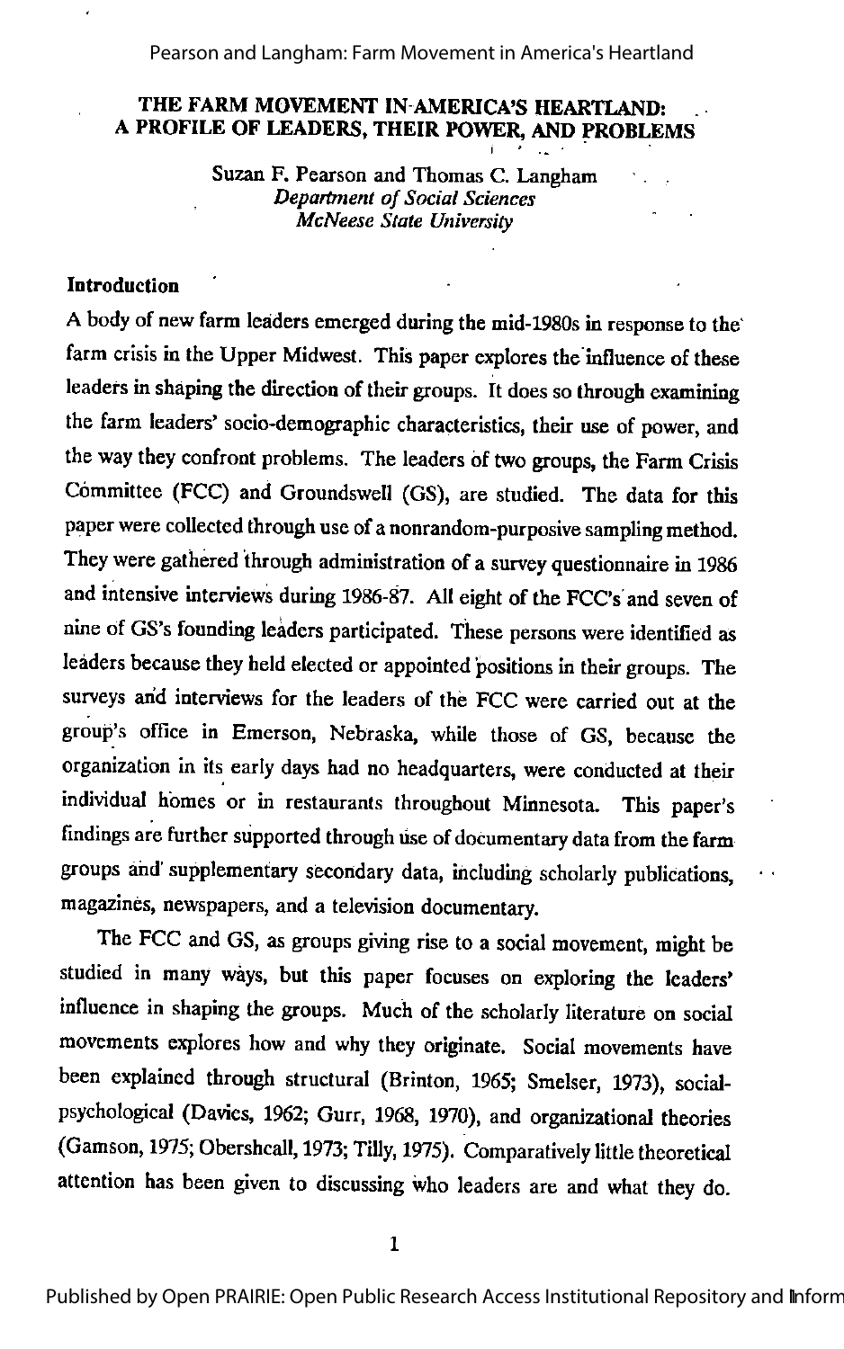# THE FARM MOVEMENT IN AMERICA'S HEARTLAND: A PROFILE OF LEADERS, THEIR POWER, AND PROBLEMS

Suzan F. Pearson and Thomas C. Langham
*Department of Social Sciences*
*McNeese State University*

## Introduction

A body of new farm leaders emerged during the mid-1980s in response to the farm crisis in the Upper Midwest. This paper explores the influence of these leaders in shaping the direction of their groups. It does so through examining the farm leaders' socio-demographic characteristics, their use of power, and the way they confront problems. The leaders of two groups, the Farm Crisis Committee (FCC) and Groundswell (GS), are studied. The data for this paper were collected through use of a nonrandom-purposive sampling method. They were gathered through administration of a survey questionnaire in 1986 and intensive interviews during 1986-87. All eight of the FCC's and seven of nine of GS's founding leaders participated. These persons were identified as leaders because they held elected or appointed positions in their groups. The surveys and interviews for the leaders of the FCC were carried out at the group's office in Emerson, Nebraska, while those of GS, because the organization in its early days had no headquarters, were conducted at their individual homes or in restaurants throughout Minnesota. This paper's findings are further supported through use of documentary data from the farm groups and supplementary secondary data, including scholarly publications, magazines, newspapers, and a television documentary.

The FCC and GS, as groups giving rise to a social movement, might be studied in many ways, but this paper focuses on exploring the leaders' influence in shaping the groups. Much of the scholarly literature on social movements explores how and why they originate. Social movements have been explained through structural (Brinton, 1965; Smelser, 1973), social-psychological (Davies, 1962; Gurr, 1968, 1970), and organizational theories (Gamson, 1975; Obershcall, 1973; Tilly, 1975). Comparatively little theoretical attention has been given to discussing who leaders are and what they do.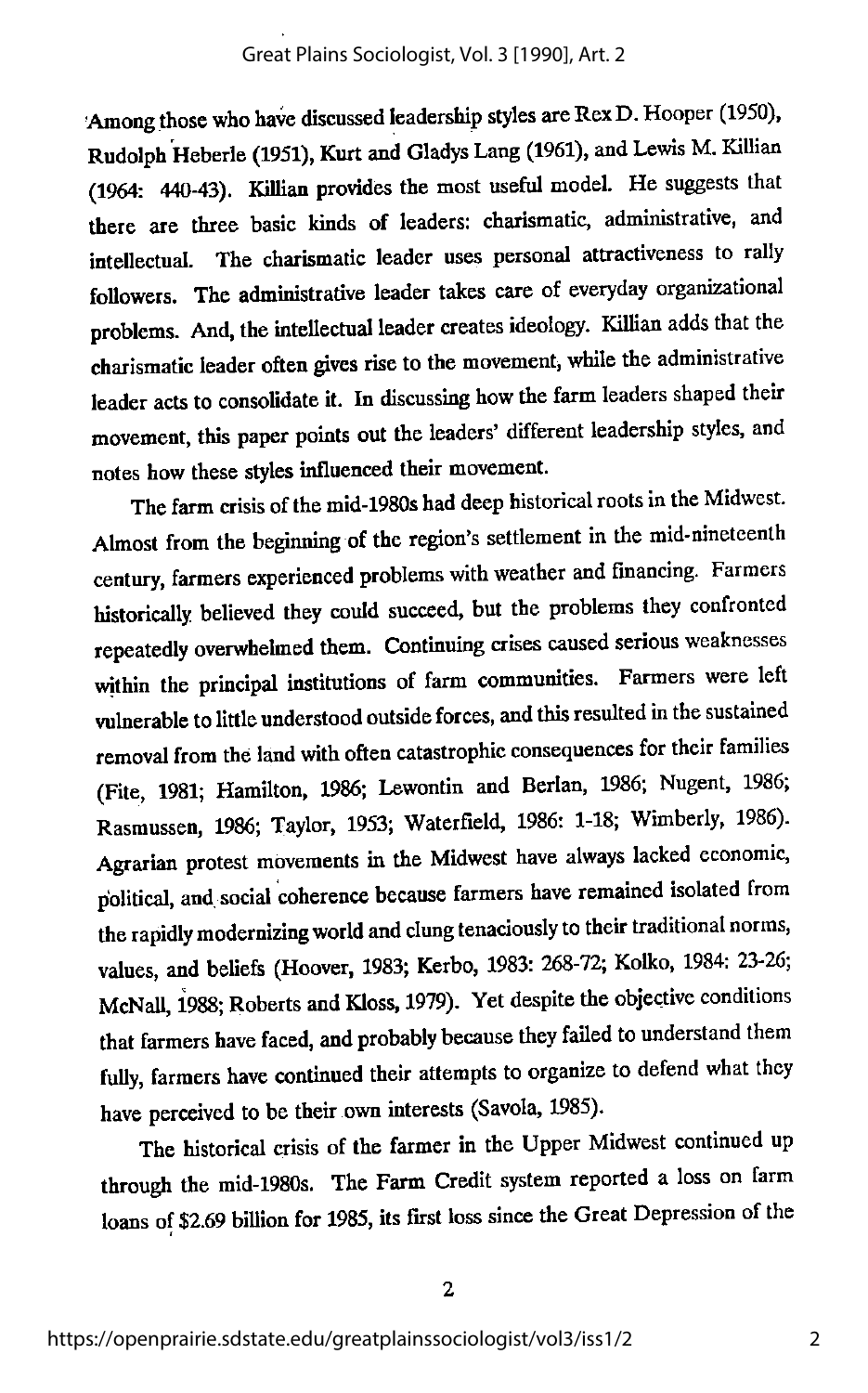Among those who have discussed leadership styles are Rex D. Hooper (1950), Rudolph Heberle (1951), Kurt and Gladys Lang (1961), and Lewis M. Killian (1964: 440-43). Killian provides the most useful model. He suggests that there are three basic kinds of leaders: charismatic, administrative, and intellectual. The charismatic leader uses personal attractiveness to rally followers. The administrative leader takes care of everyday organizational problems. And, the intellectual leader creates ideology. Killian adds that the charismatic leader often gives rise to the movement, while the administrative leader acts to consolidate it. In discussing how the farm leaders shaped their movement, this paper points out the leaders' different leadership styles, and notes how these styles influenced their movement.

The farm crisis of the mid-1980s had deep historical roots in the Midwest. Almost from the beginning of the region's settlement in the mid-nineteenth century, farmers experienced problems with weather and financing. Farmers historically believed they could succeed, but the problems they confronted repeatedly overwhelmed them. Continuing crises caused serious weaknesses within the principal institutions of farm communities. Farmers were left vulnerable to little understood outside forces, and this resulted in the sustained removal from the land with often catastrophic consequences for their families (Fite, 1981; Hamilton, 1986; Lewontin and Berlan, 1986; Nugent, 1986; Rasmussen, 1986; Taylor, 1953; Waterfield, 1986: 1-18; Wimberly, 1986). Agrarian protest movements in the Midwest have always lacked economic, political, and social coherence because farmers have remained isolated from the rapidly modernizing world and clung tenaciously to their traditional norms, values, and beliefs (Hoover, 1983; Kerbo, 1983: 268-72; Kolko, 1984: 23-26; McNall, 1988; Roberts and Kloss, 1979). Yet despite the objective conditions that farmers have faced, and probably because they failed to understand them fully, farmers have continued their attempts to organize to defend what they have perceived to be their own interests (Savola, 1985).

The historical crisis of the farmer in the Upper Midwest continued up through the mid-1980s. The Farm Credit system reported a loss on farm loans of $2.69 billion for 1985, its first loss since the Great Depression of the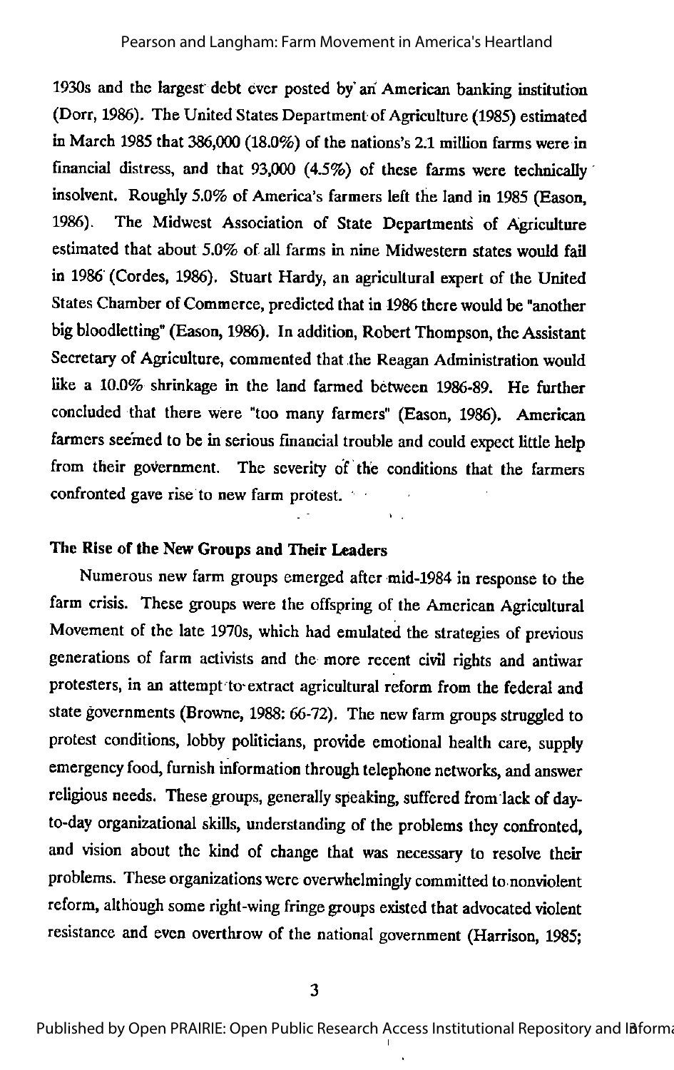1930s and the largest debt ever posted by an American banking institution (Dorr, 1986). The United States Department of Agriculture (1985) estimated in March 1985 that 386,000 (18.0%) of the nations's 2.1 million farms were in financial distress, and that 93,000 (4.5%) of these farms were technically insolvent. Roughly 5.0% of America's farmers left the land in 1985 (Eason, 1986). The Midwest Association of State Departments of Agriculture estimated that about 5.0% of all farms in nine Midwestern states would fail in 1986 (Cordes, 1986). Stuart Hardy, an agricultural expert of the United States Chamber of Commerce, predicted that in 1986 there would be "another big bloodletting" (Eason, 1986). In addition, Robert Thompson, the Assistant Secretary of Agriculture, commented that the Reagan Administration would like a 10.0% shrinkage in the land farmed between 1986-89. He further concluded that there were "too many farmers" (Eason, 1986). American farmers seemed to be in serious financial trouble and could expect little help from their government. The severity of the conditions that the farmers confronted gave rise to new farm protest.

## The Rise of the New Groups and Their Leaders

Numerous new farm groups emerged after mid-1984 in response to the farm crisis. These groups were the offspring of the American Agricultural Movement of the late 1970s, which had emulated the strategies of previous generations of farm activists and the more recent civil rights and antiwar protesters, in an attempt to extract agricultural reform from the federal and state governments (Browne, 1988: 66-72). The new farm groups struggled to protest conditions, lobby politicians, provide emotional health care, supply emergency food, furnish information through telephone networks, and answer religious needs. These groups, generally speaking, suffered from lack of day-to-day organizational skills, understanding of the problems they confronted, and vision about the kind of change that was necessary to resolve their problems. These organizations were overwhelmingly committed to nonviolent reform, although some right-wing fringe groups existed that advocated violent resistance and even overthrow of the national government (Harrison, 1985;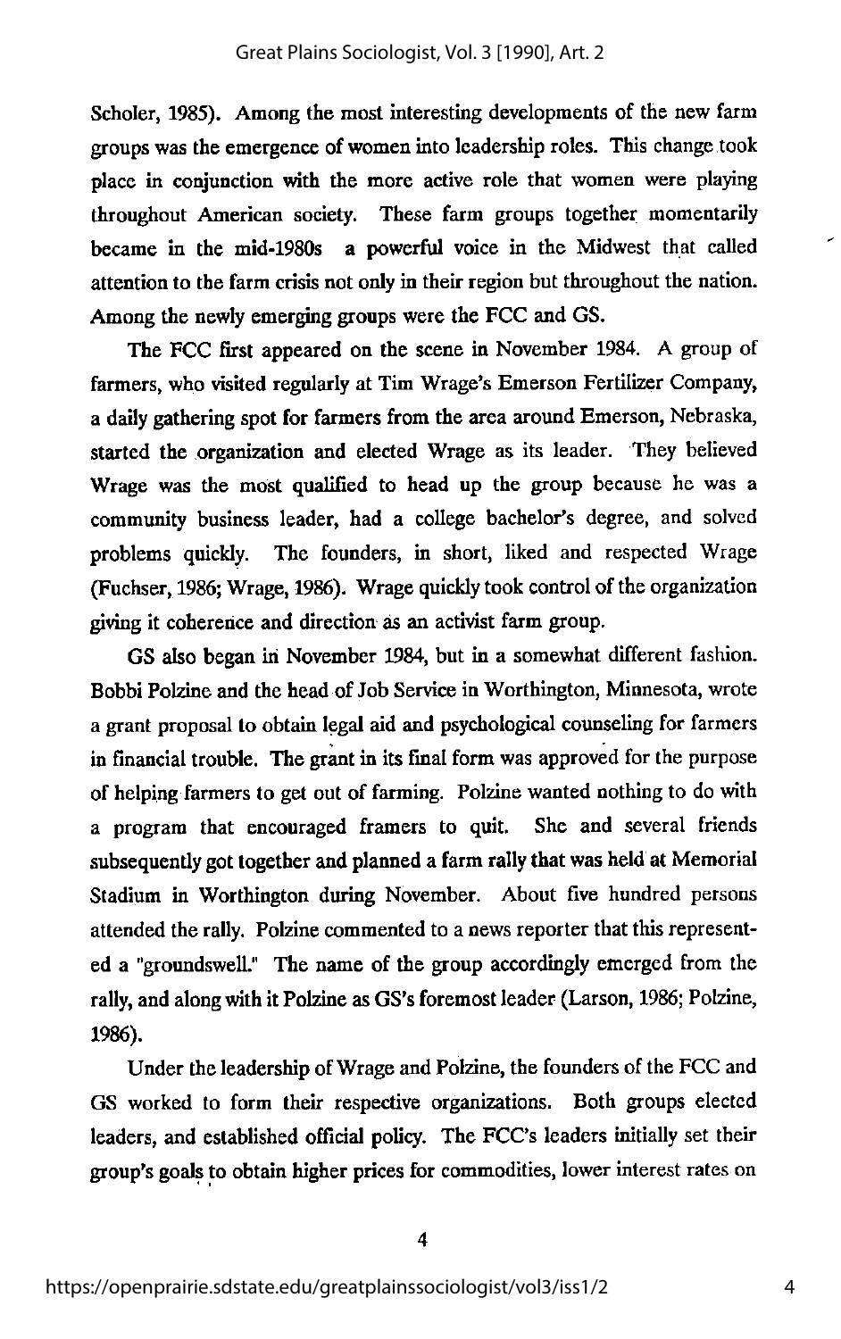Scholer, 1985). Among the most interesting developments of the new farm groups was the emergence of women into leadership roles. This change took place in conjunction with the more active role that women were playing throughout American society. These farm groups together momentarily became in the mid-1980s a powerful voice in the Midwest that called attention to the farm crisis not only in their region but throughout the nation. Among the newly emerging groups were the FCC and GS.

The FCC first appeared on the scene in November 1984. A group of farmers, who visited regularly at Tim Wrage's Emerson Fertilizer Company, a daily gathering spot for farmers from the area around Emerson, Nebraska, started the organization and elected Wrage as its leader. They believed Wrage was the most qualified to head up the group because he was a community business leader, had a college bachelor's degree, and solved problems quickly. The founders, in short, liked and respected Wrage (Fuchser, 1986; Wrage, 1986). Wrage quickly took control of the organization giving it coherence and direction as an activist farm group.

GS also began in November 1984, but in a somewhat different fashion. Bobbi Polzine and the head of Job Service in Worthington, Minnesota, wrote a grant proposal to obtain legal aid and psychological counseling for farmers in financial trouble. The grant in its final form was approved for the purpose of helping farmers to get out of farming. Polzine wanted nothing to do with a program that encouraged framers to quit. She and several friends subsequently got together and planned a farm rally that was held at Memorial Stadium in Worthington during November. About five hundred persons attended the rally. Polzine commented to a news reporter that this represented a "groundswell." The name of the group accordingly emerged from the rally, and along with it Polzine as GS's foremost leader (Larson, 1986; Polzine, 1986).

Under the leadership of Wrage and Polzine, the founders of the FCC and GS worked to form their respective organizations. Both groups elected leaders, and established official policy. The FCC's leaders initially set their group's goals to obtain higher prices for commodities, lower interest rates on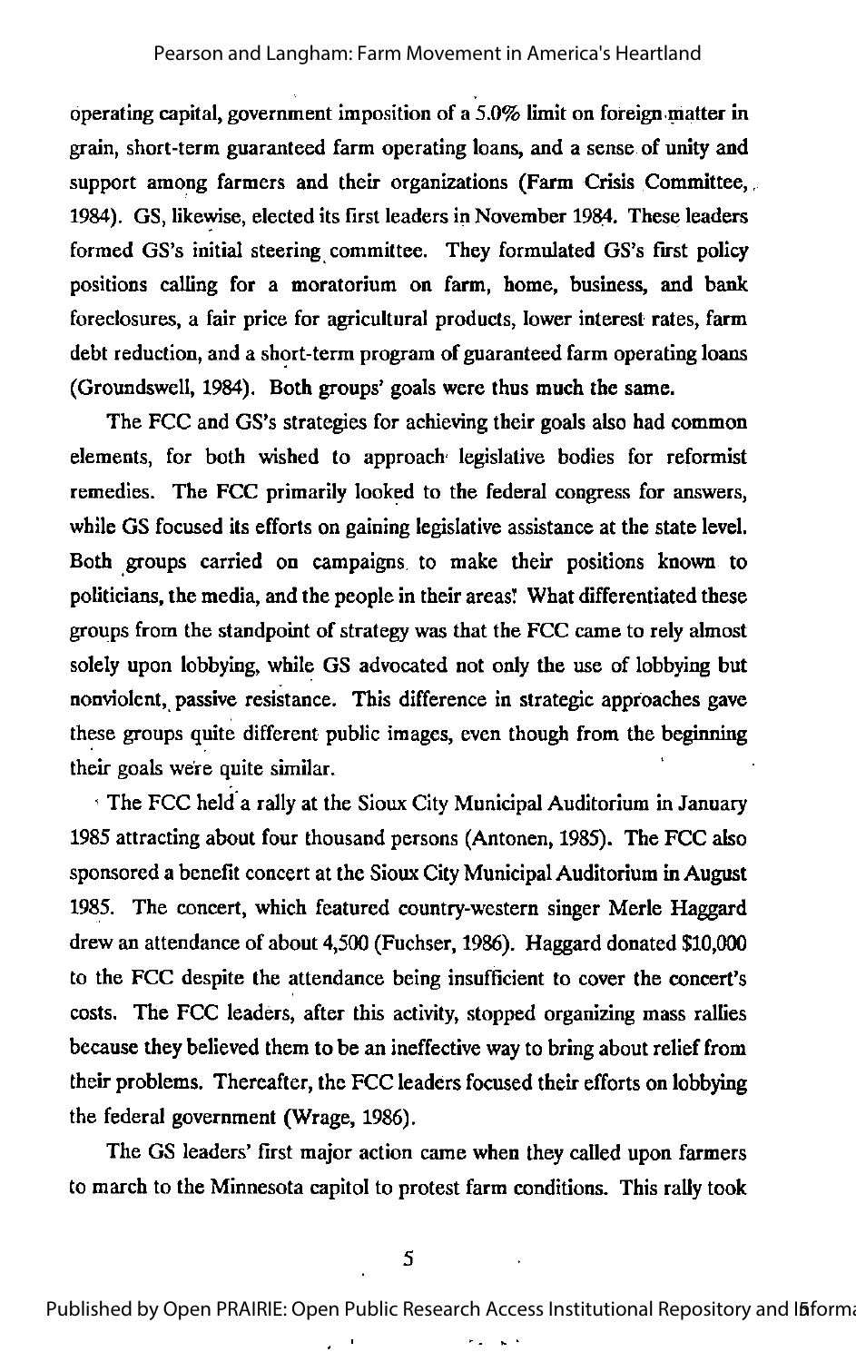operating capital, government imposition of a 5.0% limit on foreign matter in grain, short-term guaranteed farm operating loans, and a sense of unity and support among farmers and their organizations (Farm Crisis Committee, 1984). GS, likewise, elected its first leaders in November 1984. These leaders formed GS's initial steering committee. They formulated GS's first policy positions calling for a moratorium on farm, home, business, and bank foreclosures, a fair price for agricultural products, lower interest rates, farm debt reduction, and a short-term program of guaranteed farm operating loans (Groundswell, 1984). Both groups' goals were thus much the same.

The FCC and GS's strategies for achieving their goals also had common elements, for both wished to approach legislative bodies for reformist remedies. The FCC primarily looked to the federal congress for answers, while GS focused its efforts on gaining legislative assistance at the state level. Both groups carried on campaigns to make their positions known to politicians, the media, and the people in their areas. What differentiated these groups from the standpoint of strategy was that the FCC came to rely almost solely upon lobbying, while GS advocated not only the use of lobbying but nonviolent, passive resistance. This difference in strategic approaches gave these groups quite different public images, even though from the beginning their goals were quite similar.

The FCC held a rally at the Sioux City Municipal Auditorium in January 1985 attracting about four thousand persons (Antonen, 1985). The FCC also sponsored a benefit concert at the Sioux City Municipal Auditorium in August 1985. The concert, which featured country-western singer Merle Haggard drew an attendance of about 4,500 (Fuchser, 1986). Haggard donated $10,000 to the FCC despite the attendance being insufficient to cover the concert's costs. The FCC leaders, after this activity, stopped organizing mass rallies because they believed them to be an ineffective way to bring about relief from their problems. Thereafter, the FCC leaders focused their efforts on lobbying the federal government (Wrage, 1986).

The GS leaders' first major action came when they called upon farmers to march to the Minnesota capitol to protest farm conditions. This rally took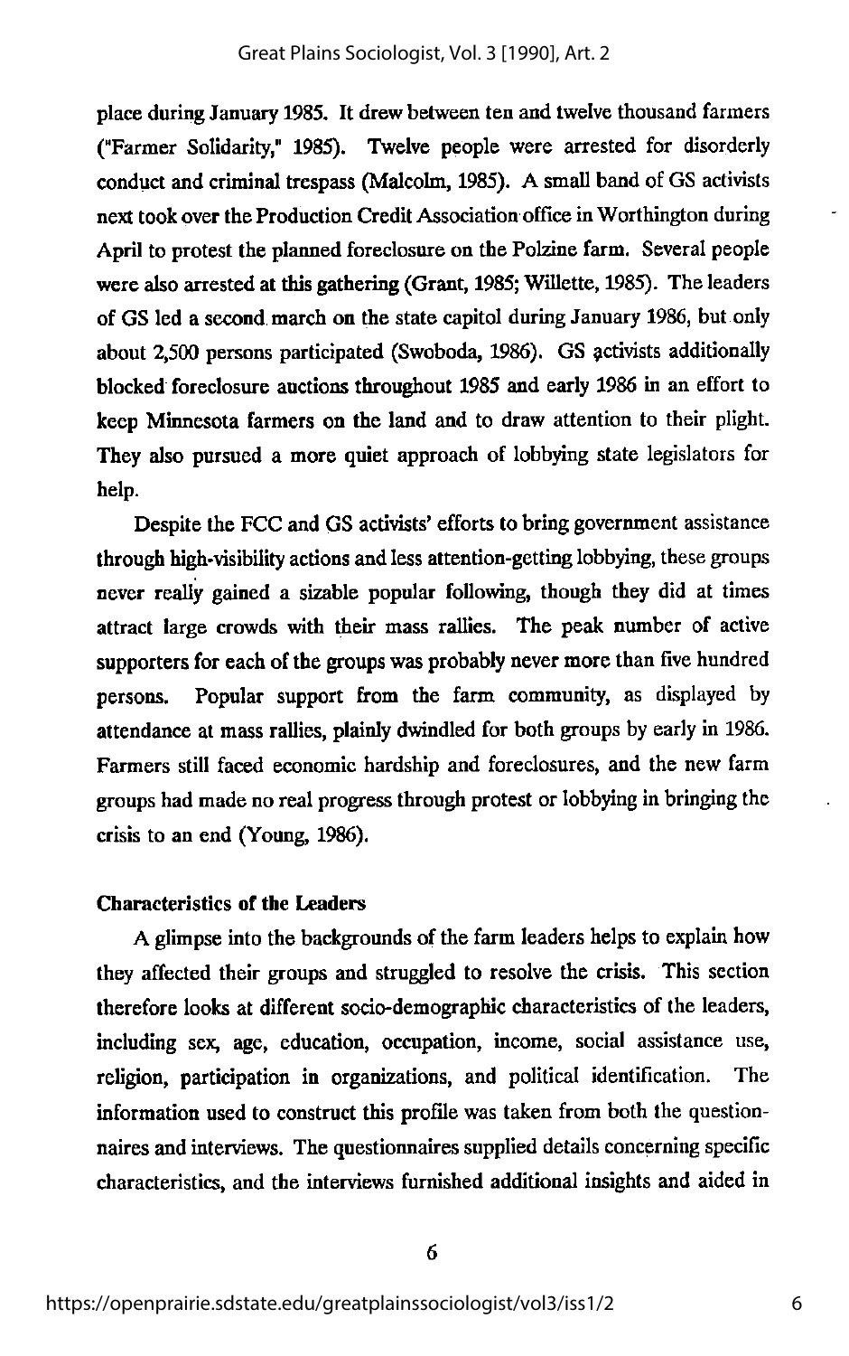place during January 1985. It drew between ten and twelve thousand farmers ("Farmer Solidarity," 1985). Twelve people were arrested for disorderly conduct and criminal trespass (Malcolm, 1985). A small band of GS activists next took over the Production Credit Association office in Worthington during April to protest the planned foreclosure on the Polzine farm. Several people were also arrested at this gathering (Grant, 1985; Willette, 1985). The leaders of GS led a second march on the state capitol during January 1986, but only about 2,500 persons participated (Swoboda, 1986). GS activists additionally blocked foreclosure auctions throughout 1985 and early 1986 in an effort to keep Minnesota farmers on the land and to draw attention to their plight. They also pursued a more quiet approach of lobbying state legislators for help.

Despite the FCC and GS activists' efforts to bring government assistance through high-visibility actions and less attention-getting lobbying, these groups never really gained a sizable popular following, though they did at times attract large crowds with their mass rallies. The peak number of active supporters for each of the groups was probably never more than five hundred persons. Popular support from the farm community, as displayed by attendance at mass rallies, plainly dwindled for both groups by early in 1986. Farmers still faced economic hardship and foreclosures, and the new farm groups had made no real progress through protest or lobbying in bringing the crisis to an end (Young, 1986).

### Characteristics of the Leaders

A glimpse into the backgrounds of the farm leaders helps to explain how they affected their groups and struggled to resolve the crisis. This section therefore looks at different socio-demographic characteristics of the leaders, including sex, age, education, occupation, income, social assistance use, religion, participation in organizations, and political identification. The information used to construct this profile was taken from both the questionnaires and interviews. The questionnaires supplied details concerning specific characteristics, and the interviews furnished additional insights and aided in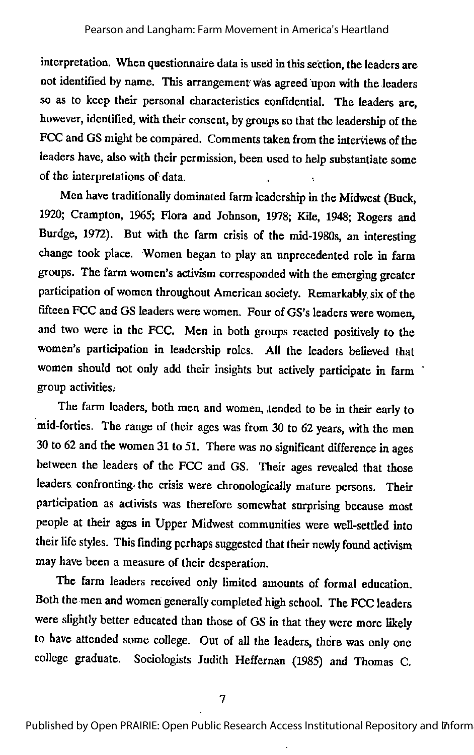interpretation. When questionnaire data is used in this section, the leaders are not identified by name. This arrangement was agreed upon with the leaders so as to keep their personal characteristics confidential. The leaders are, however, identified, with their consent, by groups so that the leadership of the FCC and GS might be compared. Comments taken from the interviews of the leaders have, also with their permission, been used to help substantiate some of the interpretations of data.

Men have traditionally dominated farm leadership in the Midwest (Buck, 1920; Crampton, 1965; Flora and Johnson, 1978; Kile, 1948; Rogers and Burdge, 1972). But with the farm crisis of the mid-1980s, an interesting change took place. Women began to play an unprecedented role in farm groups. The farm women's activism corresponded with the emerging greater participation of women throughout American society. Remarkably, six of the fifteen FCC and GS leaders were women. Four of GS's leaders were women, and two were in the FCC. Men in both groups reacted positively to the women's participation in leadership roles. All the leaders believed that women should not only add their insights but actively participate in farm group activities.

The farm leaders, both men and women, tended to be in their early to mid-forties. The range of their ages was from 30 to 62 years, with the men 30 to 62 and the women 31 to 51. There was no significant difference in ages between the leaders of the FCC and GS. Their ages revealed that those leaders confronting the crisis were chronologically mature persons. Their participation as activists was therefore somewhat surprising because most people at their ages in Upper Midwest communities were well-settled into their life styles. This finding perhaps suggested that their newly found activism may have been a measure of their desperation.

The farm leaders received only limited amounts of formal education. Both the men and women generally completed high school. The FCC leaders were slightly better educated than those of GS in that they were more likely to have attended some college. Out of all the leaders, there was only one college graduate. Sociologists Judith Heffernan (1985) and Thomas C.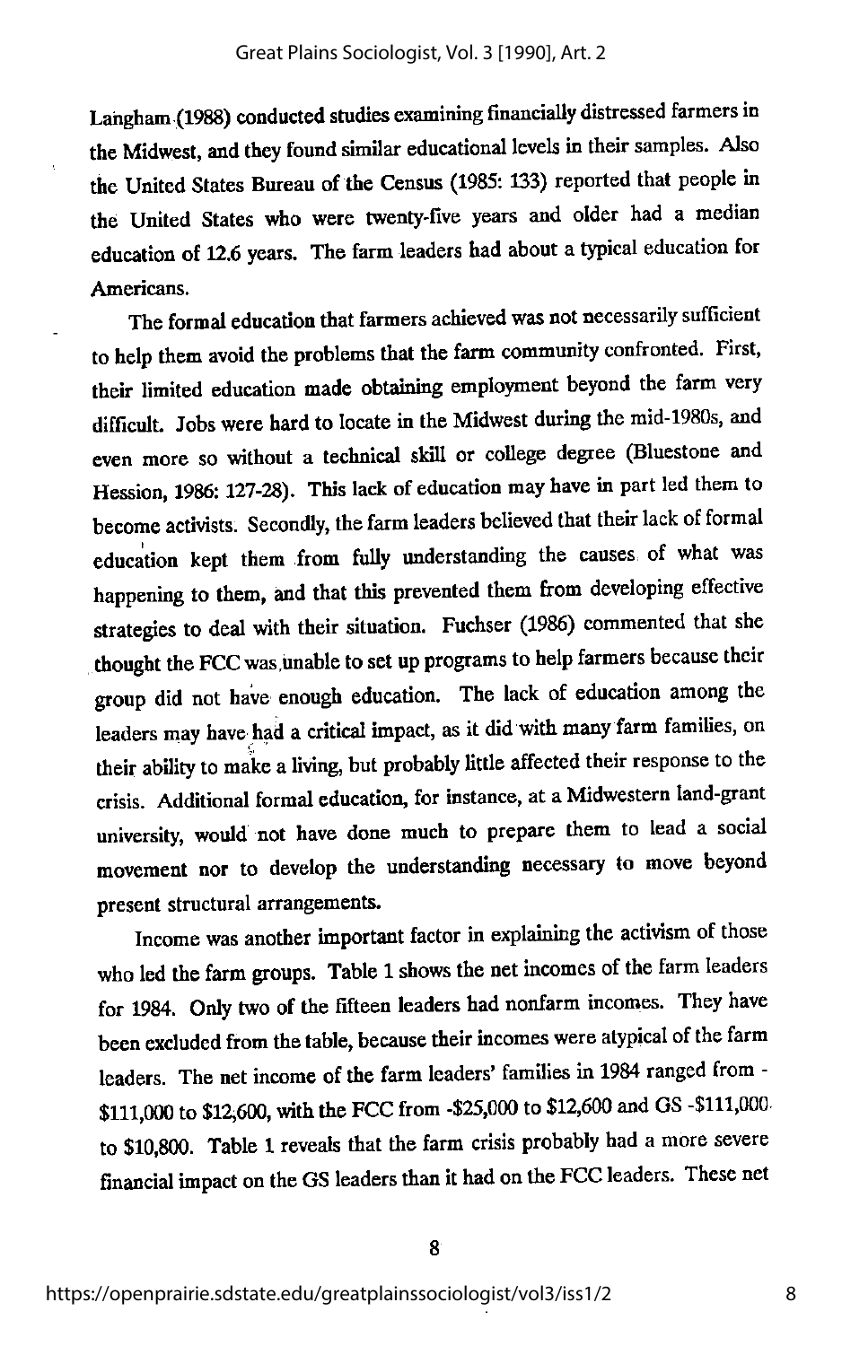Langham (1988) conducted studies examining financially distressed farmers in the Midwest, and they found similar educational levels in their samples. Also the United States Bureau of the Census (1985: 133) reported that people in the United States who were twenty-five years and older had a median education of 12.6 years. The farm leaders had about a typical education for Americans.

The formal education that farmers achieved was not necessarily sufficient to help them avoid the problems that the farm community confronted. First, their limited education made obtaining employment beyond the farm very difficult. Jobs were hard to locate in the Midwest during the mid-1980s, and even more so without a technical skill or college degree (Bluestone and Hession, 1986: 127-28). This lack of education may have in part led them to become activists. Secondly, the farm leaders believed that their lack of formal education kept them from fully understanding the causes of what was happening to them, and that this prevented them from developing effective strategies to deal with their situation. Fuchser (1986) commented that she thought the FCC was unable to set up programs to help farmers because their group did not have enough education. The lack of education among the leaders may have had a critical impact, as it did with many farm families, on their ability to make a living, but probably little affected their response to the crisis. Additional formal education, for instance, at a Midwestern land-grant university, would not have done much to prepare them to lead a social movement nor to develop the understanding necessary to move beyond present structural arrangements.

Income was another important factor in explaining the activism of those who led the farm groups. Table 1 shows the net incomes of the farm leaders for 1984. Only two of the fifteen leaders had nonfarm incomes. They have been excluded from the table, because their incomes were atypical of the farm leaders. The net income of the farm leaders' families in 1984 ranged from -$111,000 to $12,600, with the FCC from -$25,000 to $12,600 and GS -$111,000 to $10,800. Table 1 reveals that the farm crisis probably had a more severe financial impact on the GS leaders than it had on the FCC leaders. These net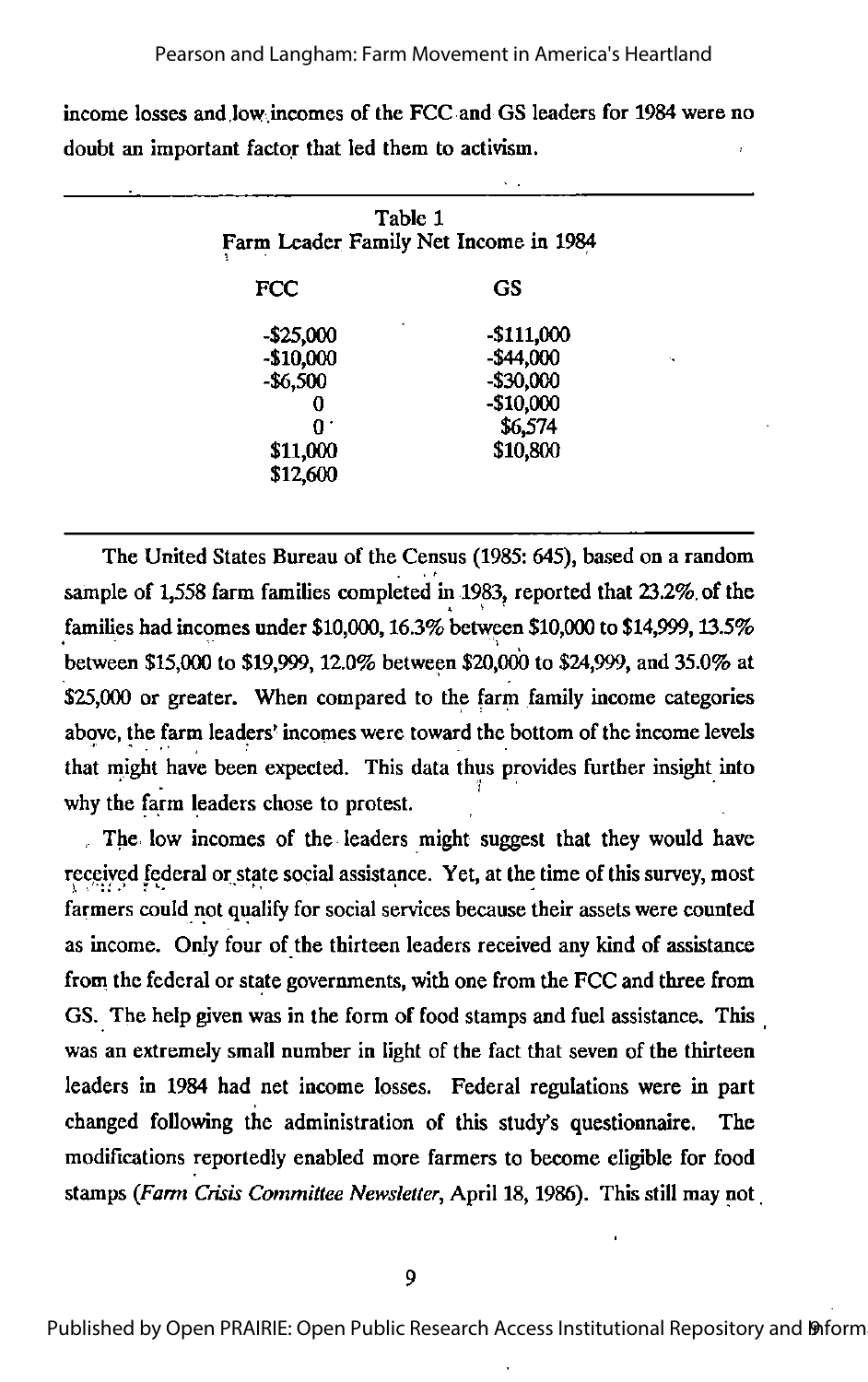income losses and low incomes of the FCC and GS leaders for 1984 were no doubt an important factor that led them to activism.

Table 1
Farm Leader Family Net Income in 1984

| FCC | GS |
|---|---|
| -$25,000 | -$111,000 |
| -$10,000 | -$44,000 |
| -$6,500 | -$30,000 |
| 0 | -$10,000 |
| 0 | $6,574 |
| $11,000 | $10,800 |
| $12,600 | |

The United States Bureau of the Census (1985: 645), based on a random sample of 1,558 farm families completed in 1983, reported that 23.2% of the families had incomes under $10,000, 16.3% between $10,000 to $14,999, 13.5% between $15,000 to $19,999, 12.0% between $20,000 to $24,999, and 35.0% at $25,000 or greater. When compared to the farm family income categories above, the farm leaders' incomes were toward the bottom of the income levels that might have been expected. This data thus provides further insight into why the farm leaders chose to protest.

The low incomes of the leaders might suggest that they would have received federal or state social assistance. Yet, at the time of this survey, most farmers could not qualify for social services because their assets were counted as income. Only four of the thirteen leaders received any kind of assistance from the federal or state governments, with one from the FCC and three from GS. The help given was in the form of food stamps and fuel assistance. This was an extremely small number in light of the fact that seven of the thirteen leaders in 1984 had net income losses. Federal regulations were in part changed following the administration of this study's questionnaire. The modifications reportedly enabled more farmers to become eligible for food stamps (*Farm Crisis Committee Newsletter*, April 18, 1986). This still may not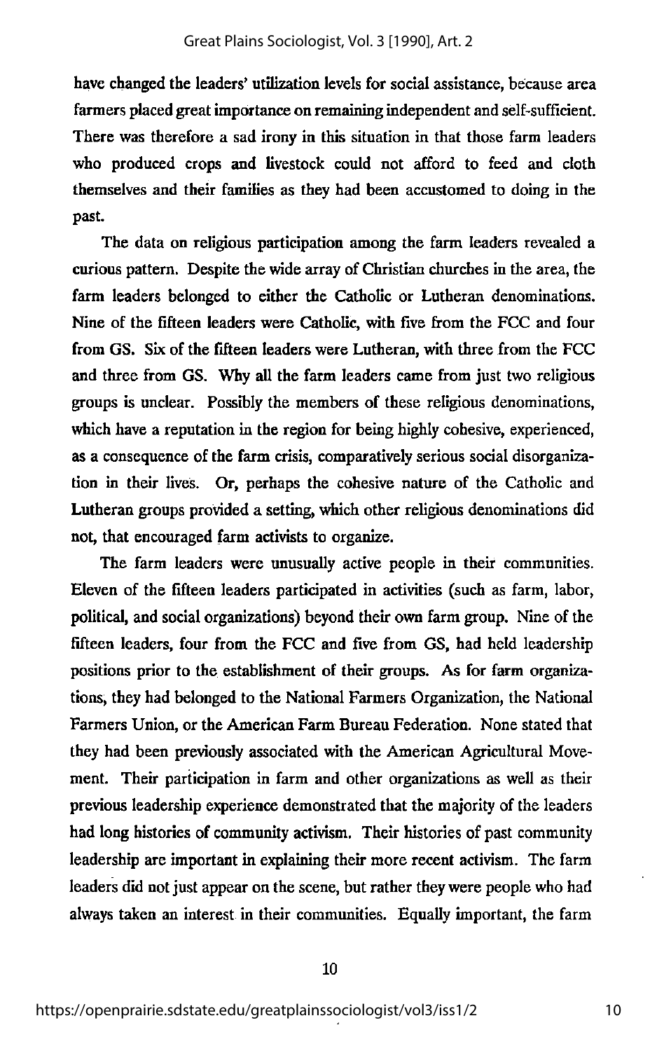have changed the leaders' utilization levels for social assistance, because area farmers placed great importance on remaining independent and self-sufficient. There was therefore a sad irony in this situation in that those farm leaders who produced crops and livestock could not afford to feed and cloth themselves and their families as they had been accustomed to doing in the past.

The data on religious participation among the farm leaders revealed a curious pattern. Despite the wide array of Christian churches in the area, the farm leaders belonged to either the Catholic or Lutheran denominations. Nine of the fifteen leaders were Catholic, with five from the FCC and four from GS. Six of the fifteen leaders were Lutheran, with three from the FCC and three from GS. Why all the farm leaders came from just two religious groups is unclear. Possibly the members of these religious denominations, which have a reputation in the region for being highly cohesive, experienced, as a consequence of the farm crisis, comparatively serious social disorganization in their lives. Or, perhaps the cohesive nature of the Catholic and Lutheran groups provided a setting, which other religious denominations did not, that encouraged farm activists to organize.

The farm leaders were unusually active people in their communities. Eleven of the fifteen leaders participated in activities (such as farm, labor, political, and social organizations) beyond their own farm group. Nine of the fifteen leaders, four from the FCC and five from GS, had held leadership positions prior to the establishment of their groups. As for farm organizations, they had belonged to the National Farmers Organization, the National Farmers Union, or the American Farm Bureau Federation. None stated that they had been previously associated with the American Agricultural Movement. Their participation in farm and other organizations as well as their previous leadership experience demonstrated that the majority of the leaders had long histories of community activism. Their histories of past community leadership are important in explaining their more recent activism. The farm leaders did not just appear on the scene, but rather they were people who had always taken an interest in their communities. Equally important, the farm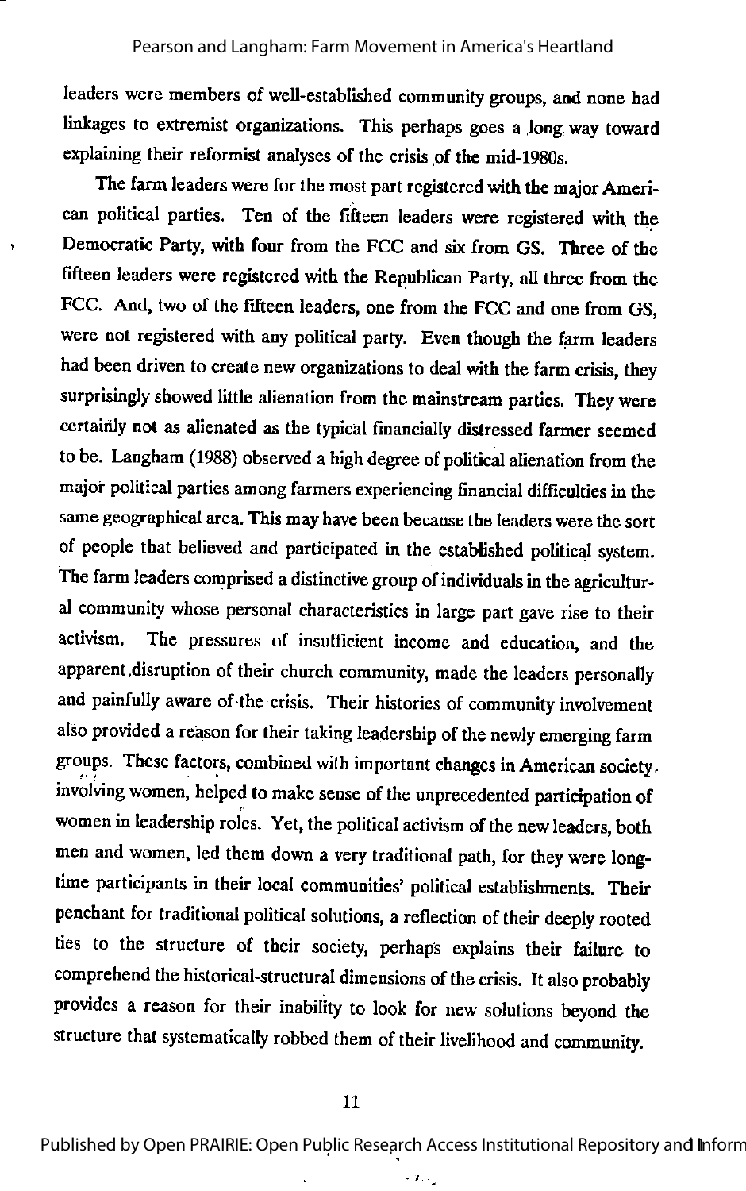leaders were members of well-established community groups, and none had linkages to extremist organizations. This perhaps goes a long way toward explaining their reformist analyses of the crisis of the mid-1980s.

The farm leaders were for the most part registered with the major American political parties. Ten of the fifteen leaders were registered with the Democratic Party, with four from the FCC and six from GS. Three of the fifteen leaders were registered with the Republican Party, all three from the FCC. And, two of the fifteen leaders, one from the FCC and one from GS, were not registered with any political party. Even though the farm leaders had been driven to create new organizations to deal with the farm crisis, they surprisingly showed little alienation from the mainstream parties. They were certainly not as alienated as the typical financially distressed farmer seemed to be. Langham (1988) observed a high degree of political alienation from the major political parties among farmers experiencing financial difficulties in the same geographical area. This may have been because the leaders were the sort of people that believed and participated in the established political system. The farm leaders comprised a distinctive group of individuals in the agricultural community whose personal characteristics in large part gave rise to their activism. The pressures of insufficient income and education, and the apparent disruption of their church community, made the leaders personally and painfully aware of the crisis. Their histories of community involvement also provided a reason for their taking leadership of the newly emerging farm groups. These factors, combined with important changes in American society, involving women, helped to make sense of the unprecedented participation of women in leadership roles. Yet, the political activism of the new leaders, both men and women, led them down a very traditional path, for they were long-time participants in their local communities' political establishments. Their penchant for traditional political solutions, a reflection of their deeply rooted ties to the structure of their society, perhaps explains their failure to comprehend the historical-structural dimensions of the crisis. It also probably provides a reason for their inability to look for new solutions beyond the structure that systematically robbed them of their livelihood and community.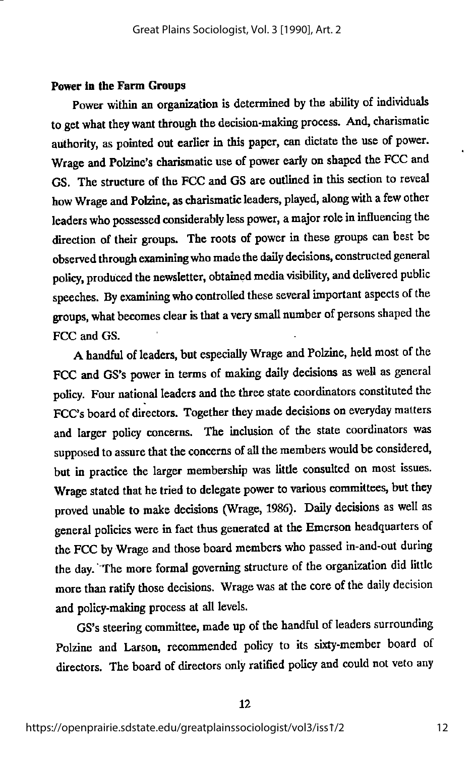**Power in the Farm Groups**

Power within an organization is determined by the ability of individuals to get what they want through the decision-making process. And, charismatic authority, as pointed out earlier in this paper, can dictate the use of power. Wrage and Polzine's charismatic use of power early on shaped the FCC and GS. The structure of the FCC and GS are outlined in this section to reveal how Wrage and Polzine, as charismatic leaders, played, along with a few other leaders who possessed considerably less power, a major role in influencing the direction of their groups. The roots of power in these groups can best be observed through examining who made the daily decisions, constructed general policy, produced the newsletter, obtained media visibility, and delivered public speeches. By examining who controlled these several important aspects of the groups, what becomes clear is that a very small number of persons shaped the FCC and GS.

A handful of leaders, but especially Wrage and Polzine, held most of the FCC and GS's power in terms of making daily decisions as well as general policy. Four national leaders and the three state coordinators constituted the FCC's board of directors. Together they made decisions on everyday matters and larger policy concerns. The inclusion of the state coordinators was supposed to assure that the concerns of all the members would be considered, but in practice the larger membership was little consulted on most issues. Wrage stated that he tried to delegate power to various committees, but they proved unable to make decisions (Wrage, 1986). Daily decisions as well as general policies were in fact thus generated at the Emerson headquarters of the FCC by Wrage and those board members who passed in-and-out during the day. The more formal governing structure of the organization did little more than ratify those decisions. Wrage was at the core of the daily decision and policy-making process at all levels.

GS's steering committee, made up of the handful of leaders surrounding Polzine and Larson, recommended policy to its sixty-member board of directors. The board of directors only ratified policy and could not veto any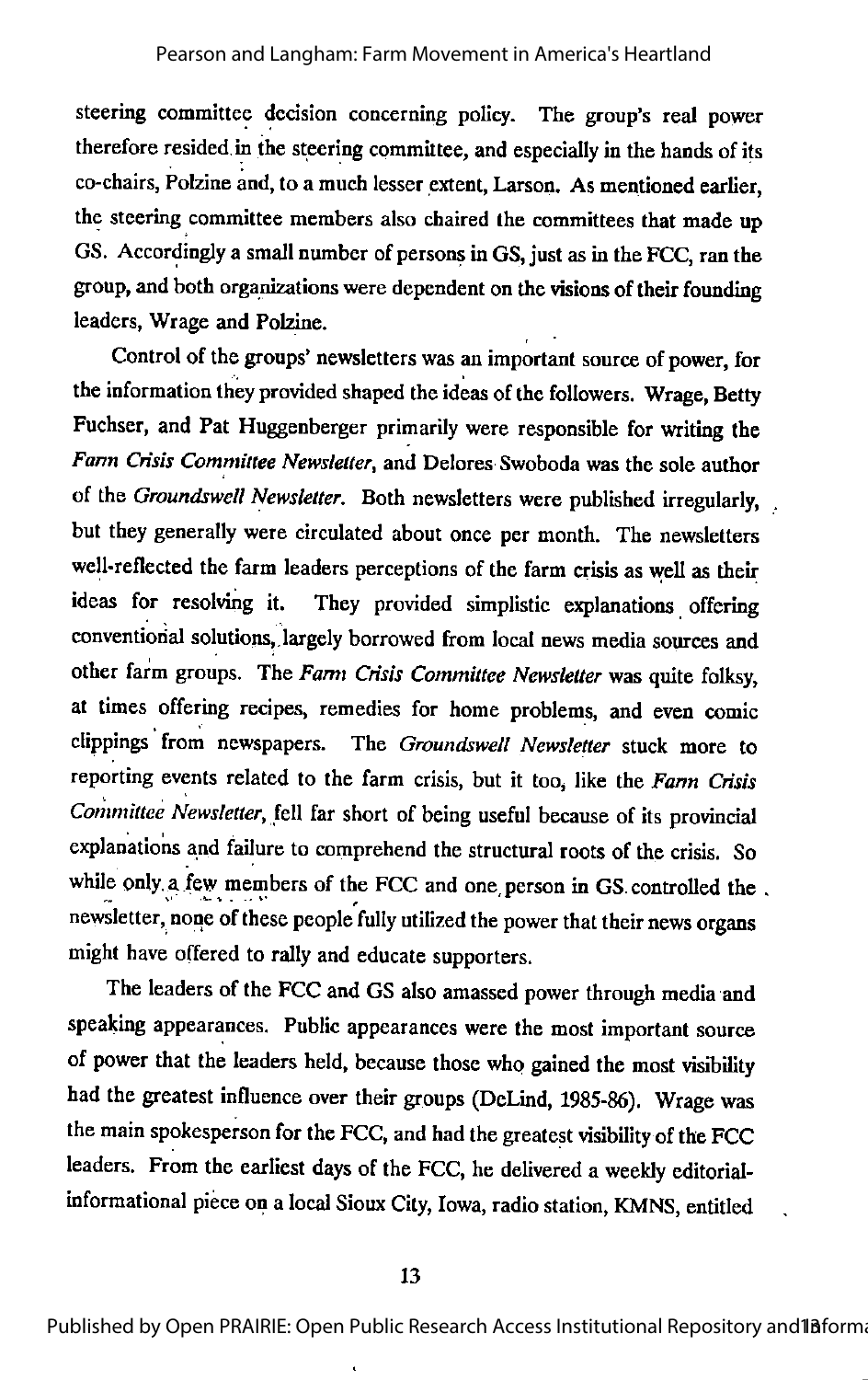steering committee decision concerning policy. The group's real power therefore resided in the steering committee, and especially in the hands of its co-chairs, Polzine and, to a much lesser extent, Larson. As mentioned earlier, the steering committee members also chaired the committees that made up GS. Accordingly a small number of persons in GS, just as in the FCC, ran the group, and both organizations were dependent on the visions of their founding leaders, Wrage and Polzine.

Control of the groups' newsletters was an important source of power, for the information they provided shaped the ideas of the followers. Wrage, Betty Fuchser, and Pat Huggenberger primarily were responsible for writing the *Farm Crisis Committee Newsletter*, and Delores Swoboda was the sole author of the *Groundswell Newsletter*. Both newsletters were published irregularly, but they generally were circulated about once per month. The newsletters well-reflected the farm leaders perceptions of the farm crisis as well as their ideas for resolving it. They provided simplistic explanations offering conventional solutions, largely borrowed from local news media sources and other farm groups. The *Farm Crisis Committee Newsletter* was quite folksy, at times offering recipes, remedies for home problems, and even comic clippings from newspapers. The *Groundswell Newsletter* stuck more to reporting events related to the farm crisis, but it too, like the *Farm Crisis Committee Newsletter*, fell far short of being useful because of its provincial explanations and failure to comprehend the structural roots of the crisis. So while only a few members of the FCC and one person in GS controlled the newsletter, none of these people fully utilized the power that their news organs might have offered to rally and educate supporters.

The leaders of the FCC and GS also amassed power through media and speaking appearances. Public appearances were the most important source of power that the leaders held, because those who gained the most visibility had the greatest influence over their groups (DeLind, 1985-86). Wrage was the main spokesperson for the FCC, and had the greatest visibility of the FCC leaders. From the earliest days of the FCC, he delivered a weekly editorial-informational piece on a local Sioux City, Iowa, radio station, KMNS, entitled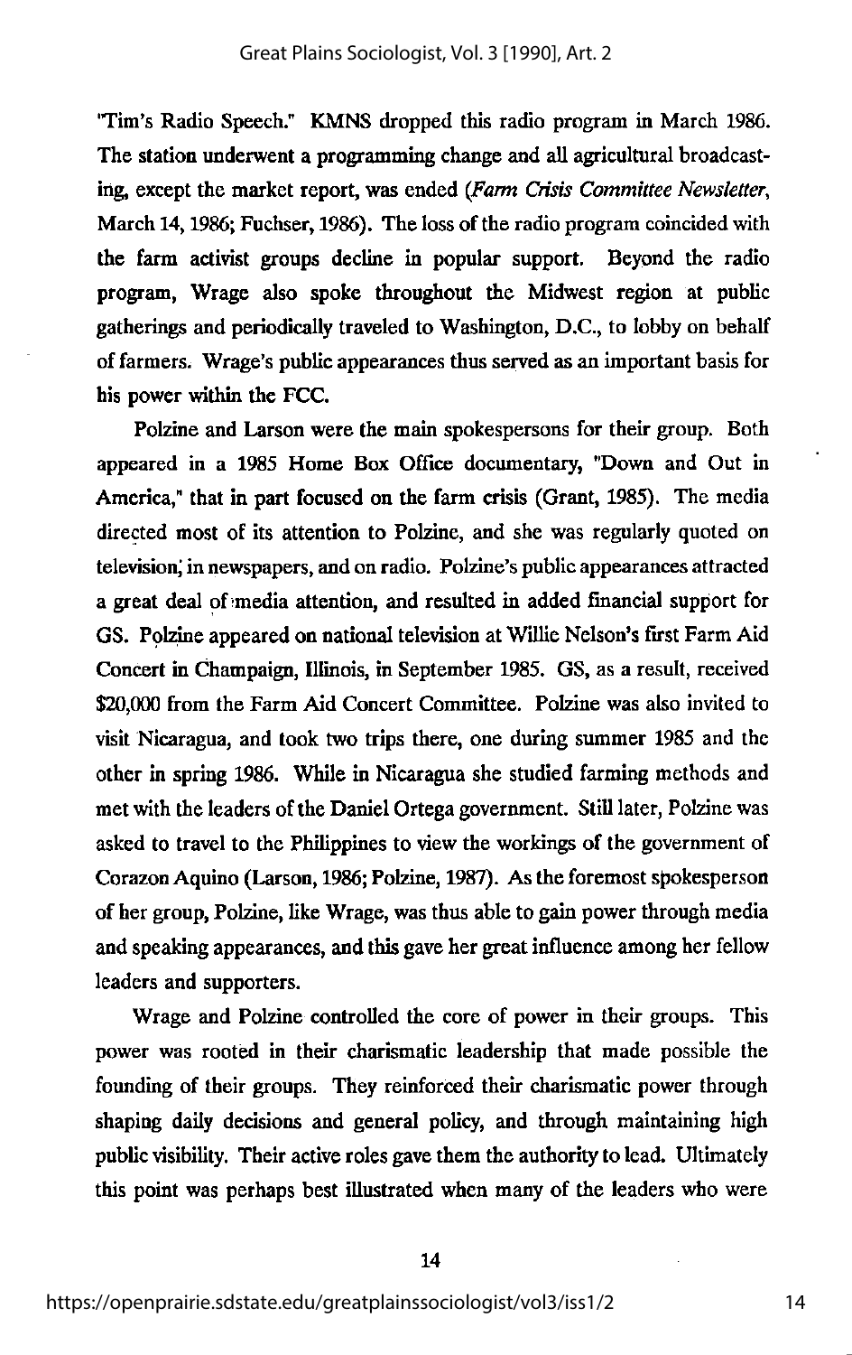"Tim's Radio Speech." KMNS dropped this radio program in March 1986. The station underwent a programming change and all agricultural broadcasting, except the market report, was ended (*Farm Crisis Committee Newsletter*, March 14, 1986; Fuchser, 1986). The loss of the radio program coincided with the farm activist groups decline in popular support. Beyond the radio program, Wrage also spoke throughout the Midwest region at public gatherings and periodically traveled to Washington, D.C., to lobby on behalf of farmers. Wrage's public appearances thus served as an important basis for his power within the FCC.

Polzine and Larson were the main spokespersons for their group. Both appeared in a 1985 Home Box Office documentary, "Down and Out in America," that in part focused on the farm crisis (Grant, 1985). The media directed most of its attention to Polzine, and she was regularly quoted on television, in newspapers, and on radio. Polzine's public appearances attracted a great deal of media attention, and resulted in added financial support for GS. Polzine appeared on national television at Willie Nelson's first Farm Aid Concert in Champaign, Illinois, in September 1985. GS, as a result, received $20,000 from the Farm Aid Concert Committee. Polzine was also invited to visit Nicaragua, and took two trips there, one during summer 1985 and the other in spring 1986. While in Nicaragua she studied farming methods and met with the leaders of the Daniel Ortega government. Still later, Polzine was asked to travel to the Philippines to view the workings of the government of Corazon Aquino (Larson, 1986; Polzine, 1987). As the foremost spokesperson of her group, Polzine, like Wrage, was thus able to gain power through media and speaking appearances, and this gave her great influence among her fellow leaders and supporters.

Wrage and Polzine controlled the core of power in their groups. This power was rooted in their charismatic leadership that made possible the founding of their groups. They reinforced their charismatic power through shaping daily decisions and general policy, and through maintaining high public visibility. Their active roles gave them the authority to lead. Ultimately this point was perhaps best illustrated when many of the leaders who were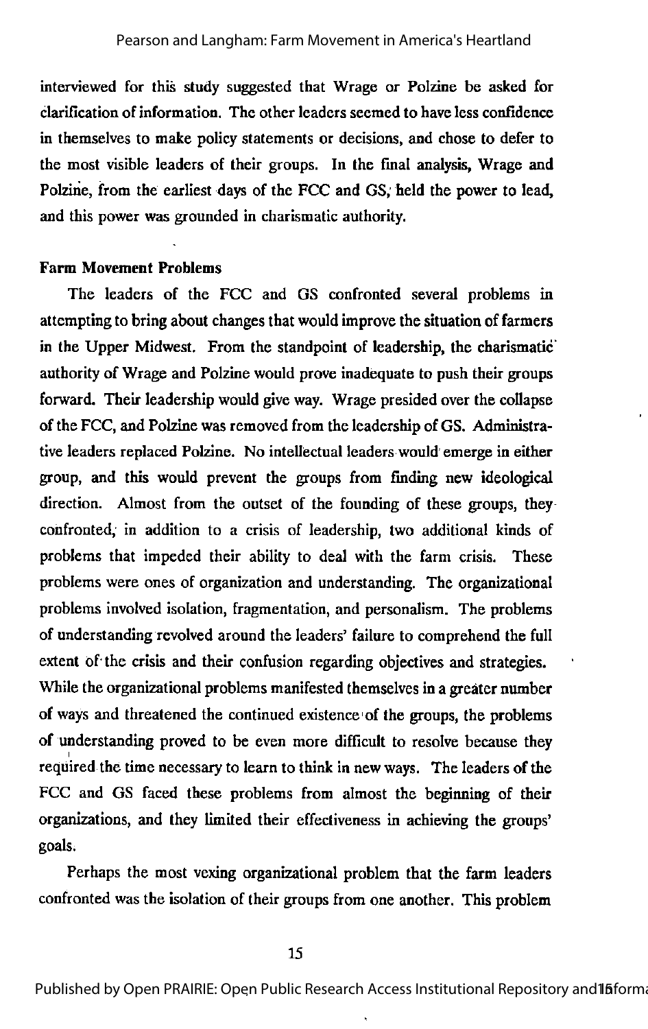interviewed for this study suggested that Wrage or Polzine be asked for clarification of information. The other leaders seemed to have less confidence in themselves to make policy statements or decisions, and chose to defer to the most visible leaders of their groups. In the final analysis, Wrage and Polzine, from the earliest days of the FCC and GS, held the power to lead, and this power was grounded in charismatic authority.

**Farm Movement Problems**

The leaders of the FCC and GS confronted several problems in attempting to bring about changes that would improve the situation of farmers in the Upper Midwest. From the standpoint of leadership, the charismatic authority of Wrage and Polzine would prove inadequate to push their groups forward. Their leadership would give way. Wrage presided over the collapse of the FCC, and Polzine was removed from the leadership of GS. Administrative leaders replaced Polzine. No intellectual leaders would emerge in either group, and this would prevent the groups from finding new ideological direction. Almost from the outset of the founding of these groups, they confronted, in addition to a crisis of leadership, two additional kinds of problems that impeded their ability to deal with the farm crisis. These problems were ones of organization and understanding. The organizational problems involved isolation, fragmentation, and personalism. The problems of understanding revolved around the leaders' failure to comprehend the full extent of the crisis and their confusion regarding objectives and strategies. While the organizational problems manifested themselves in a greater number of ways and threatened the continued existence of the groups, the problems of understanding proved to be even more difficult to resolve because they required the time necessary to learn to think in new ways. The leaders of the FCC and GS faced these problems from almost the beginning of their organizations, and they limited their effectiveness in achieving the groups' goals.

Perhaps the most vexing organizational problem that the farm leaders confronted was the isolation of their groups from one another. This problem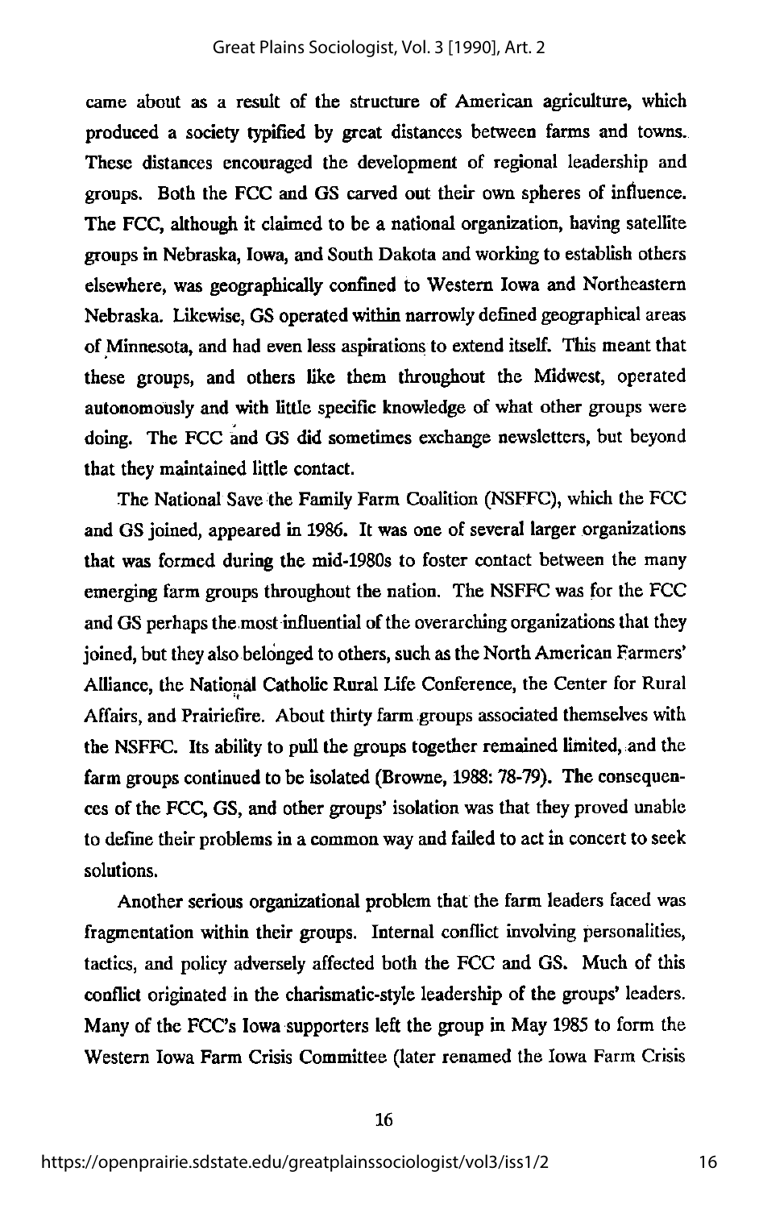came about as a result of the structure of American agriculture, which produced a society typified by great distances between farms and towns. These distances encouraged the development of regional leadership and groups. Both the FCC and GS carved out their own spheres of influence. The FCC, although it claimed to be a national organization, having satellite groups in Nebraska, Iowa, and South Dakota and working to establish others elsewhere, was geographically confined to Western Iowa and Northeastern Nebraska. Likewise, GS operated within narrowly defined geographical areas of Minnesota, and had even less aspirations to extend itself. This meant that these groups, and others like them throughout the Midwest, operated autonomously and with little specific knowledge of what other groups were doing. The FCC and GS did sometimes exchange newsletters, but beyond that they maintained little contact.

The National Save the Family Farm Coalition (NSFFC), which the FCC and GS joined, appeared in 1986. It was one of several larger organizations that was formed during the mid-1980s to foster contact between the many emerging farm groups throughout the nation. The NSFFC was for the FCC and GS perhaps the most influential of the overarching organizations that they joined, but they also belonged to others, such as the North American Farmers' Alliance, the National Catholic Rural Life Conference, the Center for Rural Affairs, and Prairiefire. About thirty farm groups associated themselves with the NSFFC. Its ability to pull the groups together remained limited, and the farm groups continued to be isolated (Browne, 1988: 78-79). The consequences of the FCC, GS, and other groups' isolation was that they proved unable to define their problems in a common way and failed to act in concert to seek solutions.

Another serious organizational problem that the farm leaders faced was fragmentation within their groups. Internal conflict involving personalities, tactics, and policy adversely affected both the FCC and GS. Much of this conflict originated in the charismatic-style leadership of the groups' leaders. Many of the FCC's Iowa supporters left the group in May 1985 to form the Western Iowa Farm Crisis Committee (later renamed the Iowa Farm Crisis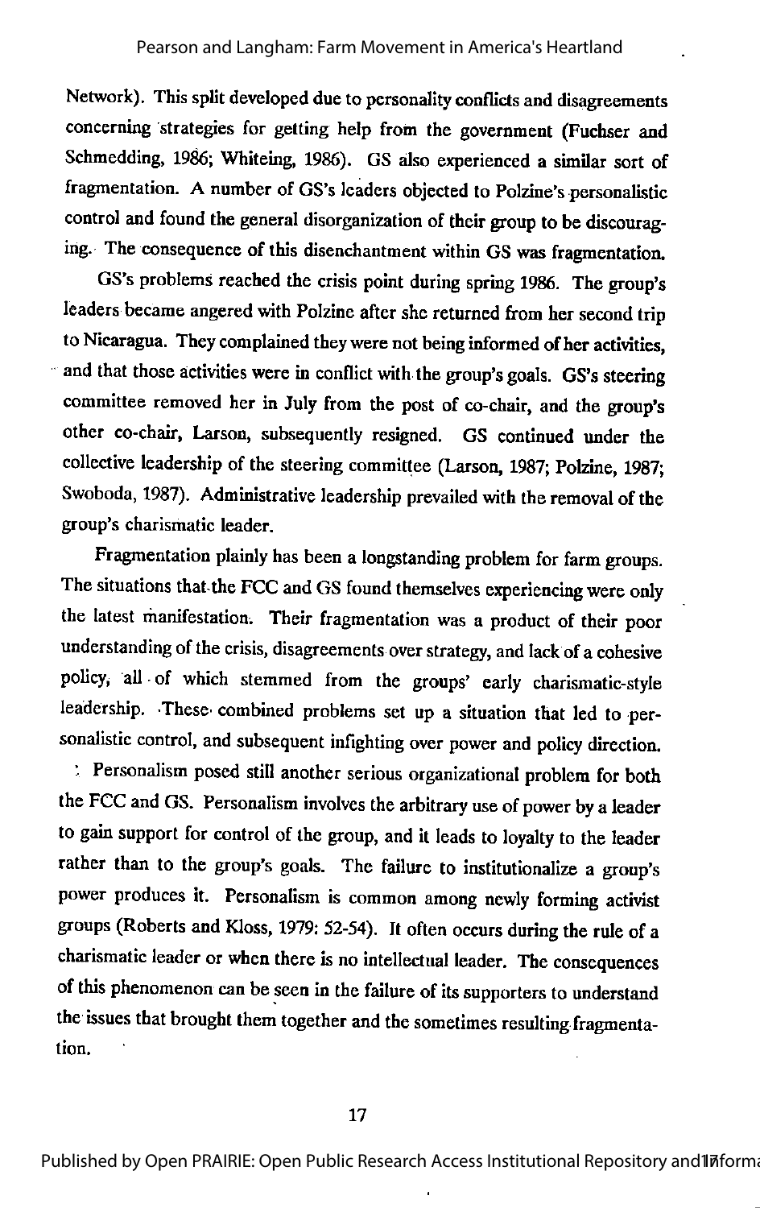Network). This split developed due to personality conflicts and disagreements concerning strategies for getting help from the government (Fuchser and Schmedding, 1986; Whiteing, 1986). GS also experienced a similar sort of fragmentation. A number of GS's leaders objected to Polzine's personalistic control and found the general disorganization of their group to be discouraging. The consequence of this disenchantment within GS was fragmentation.

GS's problems reached the crisis point during spring 1986. The group's leaders became angered with Polzine after she returned from her second trip to Nicaragua. They complained they were not being informed of her activities, and that those activities were in conflict with the group's goals. GS's steering committee removed her in July from the post of co-chair, and the group's other co-chair, Larson, subsequently resigned. GS continued under the collective leadership of the steering committee (Larson, 1987; Polzine, 1987; Swoboda, 1987). Administrative leadership prevailed with the removal of the group's charismatic leader.

Fragmentation plainly has been a longstanding problem for farm groups. The situations that the FCC and GS found themselves experiencing were only the latest manifestation. Their fragmentation was a product of their poor understanding of the crisis, disagreements over strategy, and lack of a cohesive policy, all of which stemmed from the groups' early charismatic-style leadership. These combined problems set up a situation that led to personalistic control, and subsequent infighting over power and policy direction.

Personalism posed still another serious organizational problem for both the FCC and GS. Personalism involves the arbitrary use of power by a leader to gain support for control of the group, and it leads to loyalty to the leader rather than to the group's goals. The failure to institutionalize a group's power produces it. Personalism is common among newly forming activist groups (Roberts and Kloss, 1979: 52-54). It often occurs during the rule of a charismatic leader or when there is no intellectual leader. The consequences of this phenomenon can be seen in the failure of its supporters to understand the issues that brought them together and the sometimes resulting fragmentation.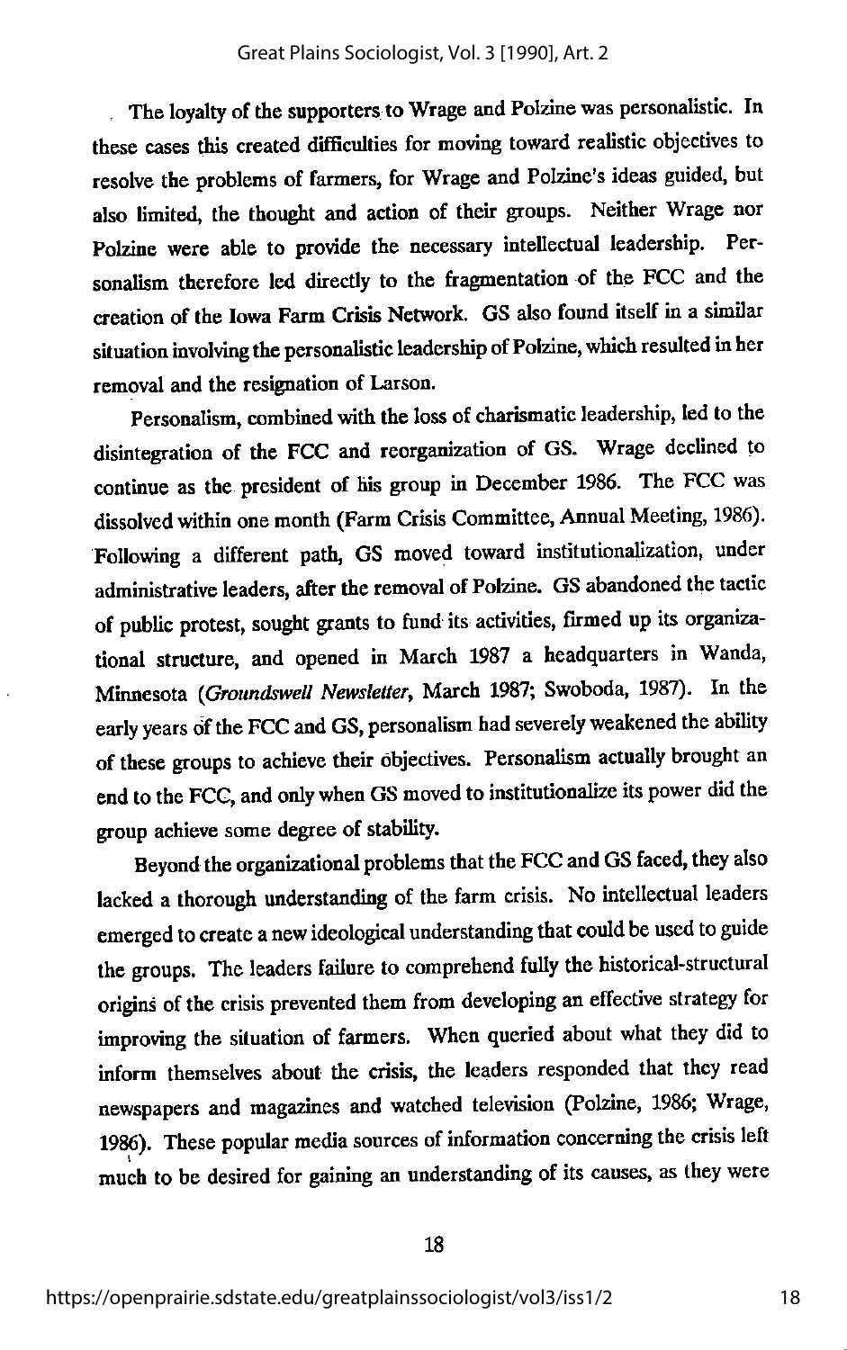The loyalty of the supporters to Wrage and Polzine was personalistic. In these cases this created difficulties for moving toward realistic objectives to resolve the problems of farmers, for Wrage and Polzine's ideas guided, but also limited, the thought and action of their groups. Neither Wrage nor Polzine were able to provide the necessary intellectual leadership. Personalism therefore led directly to the fragmentation of the FCC and the creation of the Iowa Farm Crisis Network. GS also found itself in a similar situation involving the personalistic leadership of Polzine, which resulted in her removal and the resignation of Larson.

Personalism, combined with the loss of charismatic leadership, led to the disintegration of the FCC and reorganization of GS. Wrage declined to continue as the president of his group in December 1986. The FCC was dissolved within one month (Farm Crisis Committee, Annual Meeting, 1986). Following a different path, GS moved toward institutionalization, under administrative leaders, after the removal of Polzine. GS abandoned the tactic of public protest, sought grants to fund its activities, firmed up its organizational structure, and opened in March 1987 a headquarters in Wanda, Minnesota (*Groundswell Newsletter*, March 1987; Swoboda, 1987). In the early years of the FCC and GS, personalism had severely weakened the ability of these groups to achieve their objectives. Personalism actually brought an end to the FCC, and only when GS moved to institutionalize its power did the group achieve some degree of stability.

Beyond the organizational problems that the FCC and GS faced, they also lacked a thorough understanding of the farm crisis. No intellectual leaders emerged to create a new ideological understanding that could be used to guide the groups. The leaders failure to comprehend fully the historical-structural origins of the crisis prevented them from developing an effective strategy for improving the situation of farmers. When queried about what they did to inform themselves about the crisis, the leaders responded that they read newspapers and magazines and watched television (Polzine, 1986; Wrage, 1986). These popular media sources of information concerning the crisis left much to be desired for gaining an understanding of its causes, as they were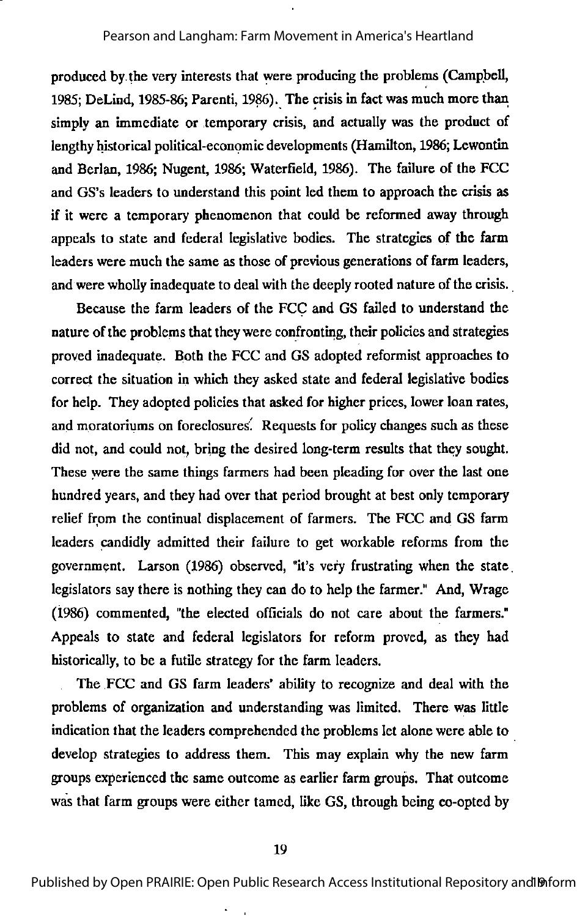produced by the very interests that were producing the problems (Campbell, 1985; DeLind, 1985-86; Parenti, 1986). The crisis in fact was much more than simply an immediate or temporary crisis, and actually was the product of lengthy historical political-economic developments (Hamilton, 1986; Lewontin and Berlan, 1986; Nugent, 1986; Waterfield, 1986). The failure of the FCC and GS's leaders to understand this point led them to approach the crisis as if it were a temporary phenomenon that could be reformed away through appeals to state and federal legislative bodies. The strategies of the farm leaders were much the same as those of previous generations of farm leaders, and were wholly inadequate to deal with the deeply rooted nature of the crisis.

Because the farm leaders of the FCC and GS failed to understand the nature of the problems that they were confronting, their policies and strategies proved inadequate. Both the FCC and GS adopted reformist approaches to correct the situation in which they asked state and federal legislative bodies for help. They adopted policies that asked for higher prices, lower loan rates, and moratoriums on foreclosures. Requests for policy changes such as these did not, and could not, bring the desired long-term results that they sought. These were the same things farmers had been pleading for over the last one hundred years, and they had over that period brought at best only temporary relief from the continual displacement of farmers. The FCC and GS farm leaders candidly admitted their failure to get workable reforms from the government. Larson (1986) observed, "it's very frustrating when the state legislators say there is nothing they can do to help the farmer." And, Wrage (1986) commented, "the elected officials do not care about the farmers." Appeals to state and federal legislators for reform proved, as they had historically, to be a futile strategy for the farm leaders.

The FCC and GS farm leaders' ability to recognize and deal with the problems of organization and understanding was limited. There was little indication that the leaders comprehended the problems let alone were able to develop strategies to address them. This may explain why the new farm groups experienced the same outcome as earlier farm groups. That outcome was that farm groups were either tamed, like GS, through being co-opted by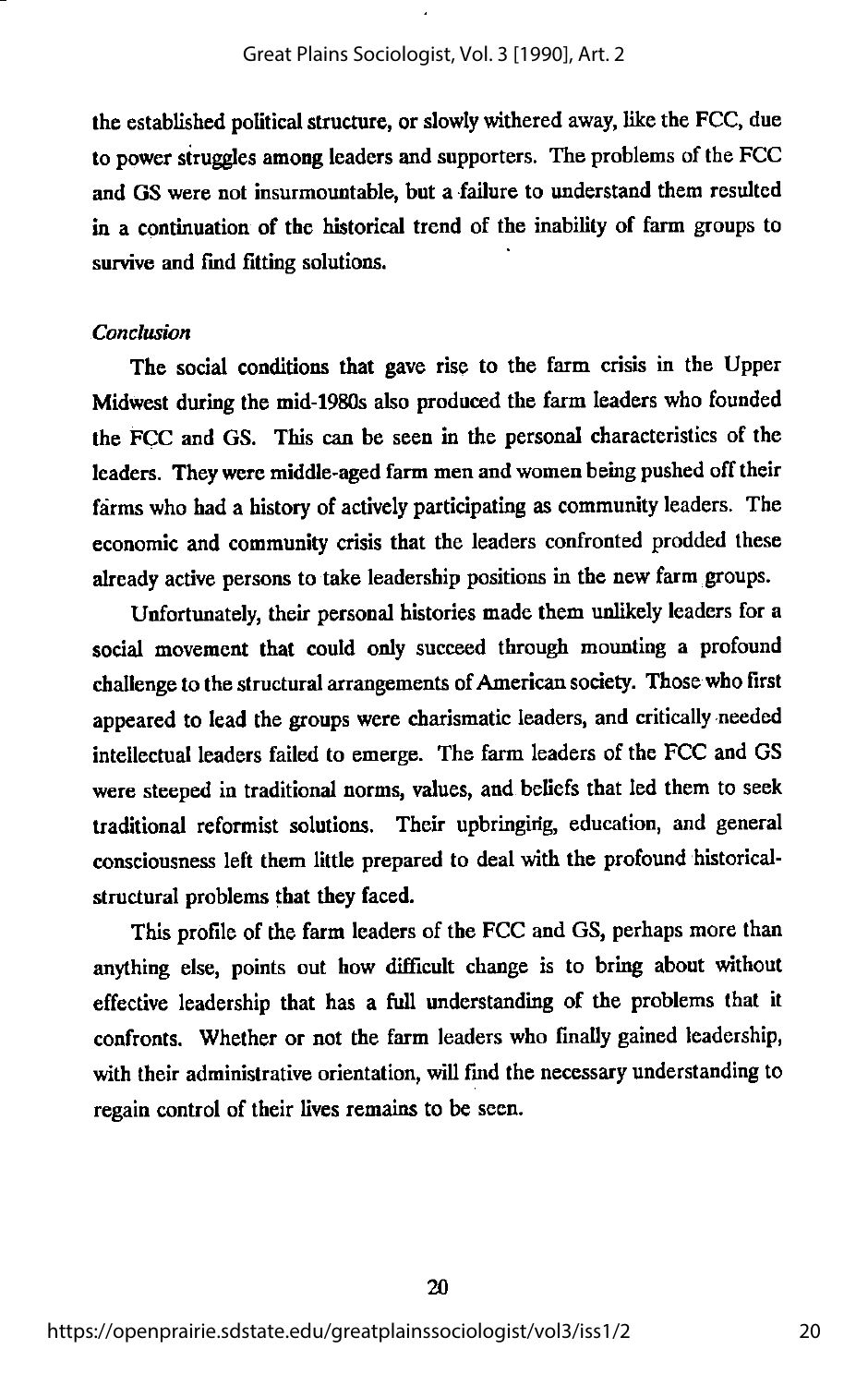the established political structure, or slowly withered away, like the FCC, due to power struggles among leaders and supporters. The problems of the FCC and GS were not insurmountable, but a failure to understand them resulted in a continuation of the historical trend of the inability of farm groups to survive and find fitting solutions.

*Conclusion*

The social conditions that gave rise to the farm crisis in the Upper Midwest during the mid-1980s also produced the farm leaders who founded the FCC and GS. This can be seen in the personal characteristics of the leaders. They were middle-aged farm men and women being pushed off their farms who had a history of actively participating as community leaders. The economic and community crisis that the leaders confronted prodded these already active persons to take leadership positions in the new farm groups.

Unfortunately, their personal histories made them unlikely leaders for a social movement that could only succeed through mounting a profound challenge to the structural arrangements of American society. Those who first appeared to lead the groups were charismatic leaders, and critically needed intellectual leaders failed to emerge. The farm leaders of the FCC and GS were steeped in traditional norms, values, and beliefs that led them to seek traditional reformist solutions. Their upbringing, education, and general consciousness left them little prepared to deal with the profound historical-structural problems that they faced.

This profile of the farm leaders of the FCC and GS, perhaps more than anything else, points out how difficult change is to bring about without effective leadership that has a full understanding of the problems that it confronts. Whether or not the farm leaders who finally gained leadership, with their administrative orientation, will find the necessary understanding to regain control of their lives remains to be seen.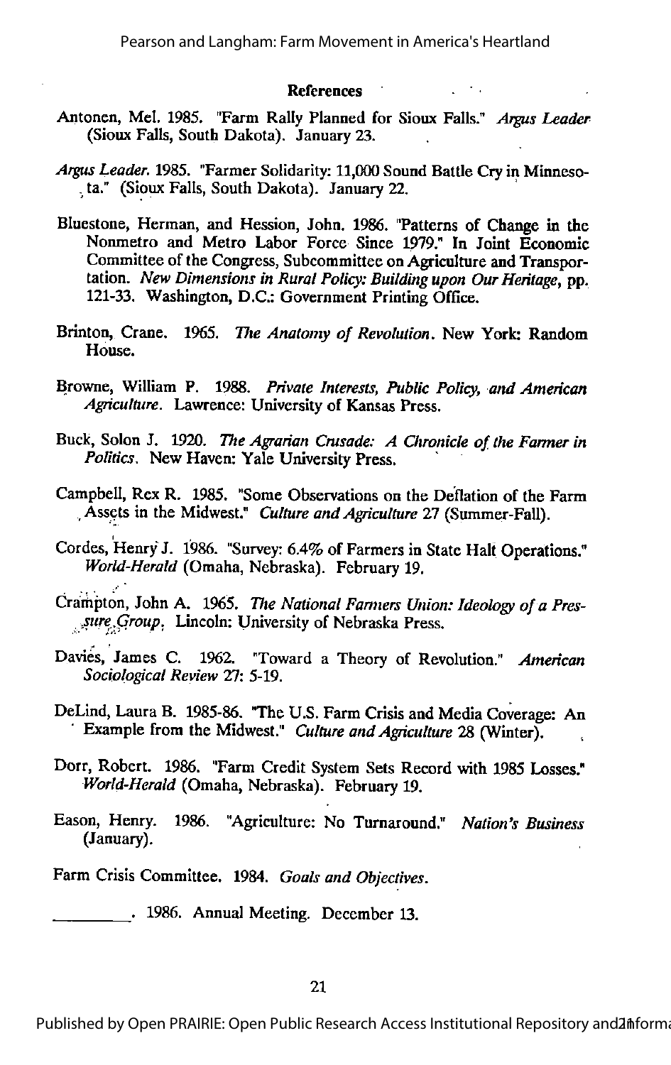## References

Antonen, Mel. 1985. "Farm Rally Planned for Sioux Falls." *Argus Leader* (Sioux Falls, South Dakota). January 23.

*Argus Leader*. 1985. "Farmer Solidarity: 11,000 Sound Battle Cry in Minnesota." (Sioux Falls, South Dakota). January 22.

Bluestone, Herman, and Hession, John. 1986. "Patterns of Change in the Nonmetro and Metro Labor Force Since 1979." In Joint Economic Committee of the Congress, Subcommittee on Agriculture and Transportation. *New Dimensions in Rural Policy: Building upon Our Heritage*, pp. 121-33. Washington, D.C.: Government Printing Office.

Brinton, Crane. 1965. *The Anatomy of Revolution*. New York: Random House.

Browne, William P. 1988. *Private Interests, Public Policy, and American Agriculture*. Lawrence: University of Kansas Press.

Buck, Solon J. 1920. *The Agrarian Crusade: A Chronicle of the Farmer in Politics*. New Haven: Yale University Press.

Campbell, Rex R. 1985. "Some Observations on the Deflation of the Farm Assets in the Midwest." *Culture and Agriculture* 27 (Summer-Fall).

Cordes, Henry J. 1986. "Survey: 6.4% of Farmers in State Halt Operations." *World-Herald* (Omaha, Nebraska). February 19.

Crampton, John A. 1965. *The National Farmers Union: Ideology of a Pressure Group*. Lincoln: University of Nebraska Press.

Davies, James C. 1962. "Toward a Theory of Revolution." *American Sociological Review* 27: 5-19.

DeLind, Laura B. 1985-86. "The U.S. Farm Crisis and Media Coverage: An Example from the Midwest." *Culture and Agriculture* 28 (Winter).

Dorr, Robert. 1986. "Farm Credit System Sets Record with 1985 Losses." *World-Herald* (Omaha, Nebraska). February 19.

Eason, Henry. 1986. "Agriculture: No Turnaround." *Nation's Business* (January).

Farm Crisis Committee. 1984. *Goals and Objectives*.

\_\_\_\_\_\_\_\_. 1986. Annual Meeting. December 13.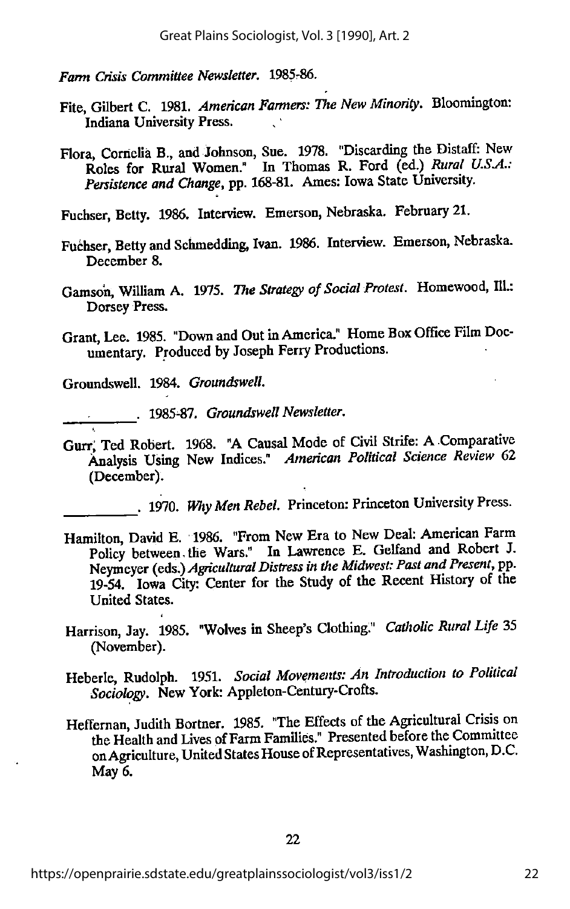*Farm Crisis Committee Newsletter*. 1985-86.

Fite, Gilbert C. 1981. *American Farmers: The New Minority*. Bloomington: Indiana University Press.

Flora, Cornelia B., and Johnson, Sue. 1978. "Discarding the Distaff: New Roles for Rural Women." In Thomas R. Ford (ed.) *Rural U.S.A.: Persistence and Change*, pp. 168-81. Ames: Iowa State University.

Fuchser, Betty. 1986. Interview. Emerson, Nebraska. February 21.

Fuchser, Betty and Schmedding, Ivan. 1986. Interview. Emerson, Nebraska. December 8.

Gamson, William A. 1975. *The Strategy of Social Protest*. Homewood, Ill.: Dorsey Press.

Grant, Lee. 1985. "Down and Out in America." Home Box Office Film Documentary. Produced by Joseph Ferry Productions.

Groundswell. 1984. *Groundswell*.

\_\_\_\_\_\_\_\_. 1985-87. *Groundswell Newsletter*.

Gurr, Ted Robert. 1968. "A Causal Mode of Civil Strife: A Comparative Analysis Using New Indices." *American Political Science Review* 62 (December).

\_\_\_\_\_\_\_\_. 1970. *Why Men Rebel*. Princeton: Princeton University Press.

Hamilton, David E. 1986. "From New Era to New Deal: American Farm Policy between the Wars." In Lawrence E. Gelfand and Robert J. Neymeyer (eds.) *Agricultural Distress in the Midwest: Past and Present*, pp. 19-54. Iowa City: Center for the Study of the Recent History of the United States.

Harrison, Jay. 1985. "Wolves in Sheep's Clothing." *Catholic Rural Life* 35 (November).

Heberle, Rudolph. 1951. *Social Movements: An Introduction to Political Sociology*. New York: Appleton-Century-Crofts.

Heffernan, Judith Bortner. 1985. "The Effects of the Agricultural Crisis on the Health and Lives of Farm Families." Presented before the Committee on Agriculture, United States House of Representatives, Washington, D.C. May 6.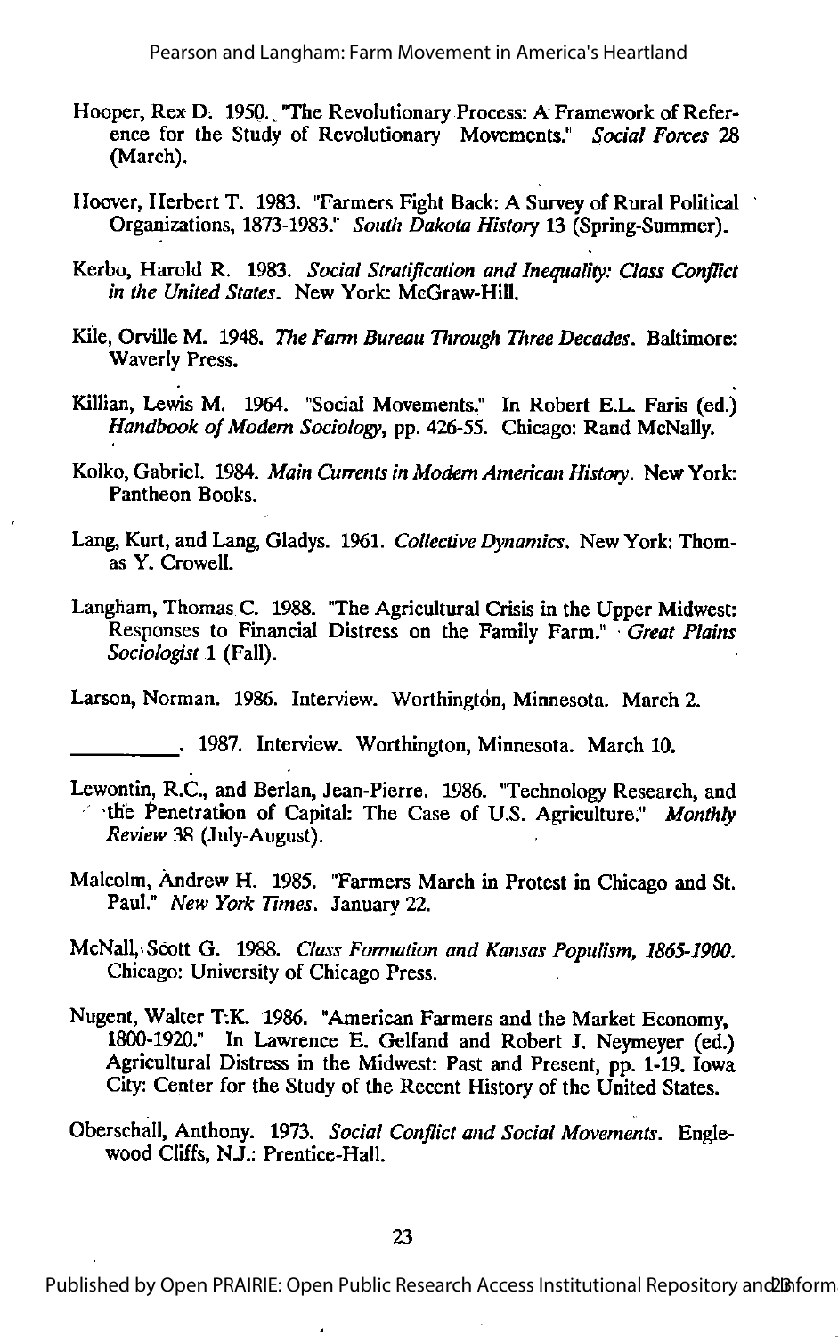Hooper, Rex D. 1950. "The Revolutionary Process: A Framework of Reference for the Study of Revolutionary Movements." *Social Forces* 28 (March).

Hoover, Herbert T. 1983. "Farmers Fight Back: A Survey of Rural Political Organizations, 1873-1983." *South Dakota History* 13 (Spring-Summer).

Kerbo, Harold R. 1983. *Social Stratification and Inequality: Class Conflict in the United States*. New York: McGraw-Hill.

Kile, Orville M. 1948. *The Farm Bureau Through Three Decades*. Baltimore: Waverly Press.

Killian, Lewis M. 1964. "Social Movements." In Robert E.L. Faris (ed.) *Handbook of Modern Sociology*, pp. 426-55. Chicago: Rand McNally.

Kolko, Gabriel. 1984. *Main Currents in Modern American History*. New York: Pantheon Books.

Lang, Kurt, and Lang, Gladys. 1961. *Collective Dynamics*. New York: Thomas Y. Crowell.

Langham, Thomas C. 1988. "The Agricultural Crisis in the Upper Midwest: Responses to Financial Distress on the Family Farm." *Great Plains Sociologist* 1 (Fall).

Larson, Norman. 1986. Interview. Worthington, Minnesota. March 2.

__________. 1987. Interview. Worthington, Minnesota. March 10.

Lewontin, R.C., and Berlan, Jean-Pierre. 1986. "Technology Research, and the Penetration of Capital: The Case of U.S. Agriculture." *Monthly Review* 38 (July-August).

Malcolm, Andrew H. 1985. "Farmers March in Protest in Chicago and St. Paul." *New York Times*. January 22.

McNall, Scott G. 1988. *Class Formation and Kansas Populism, 1865-1900*. Chicago: University of Chicago Press.

Nugent, Walter T.K. 1986. "American Farmers and the Market Economy, 1800-1920." In Lawrence E. Gelfand and Robert J. Neymeyer (ed.) Agricultural Distress in the Midwest: Past and Present, pp. 1-19. Iowa City: Center for the Study of the Recent History of the United States.

Oberschall, Anthony. 1973. *Social Conflict and Social Movements*. Englewood Cliffs, N.J.: Prentice-Hall.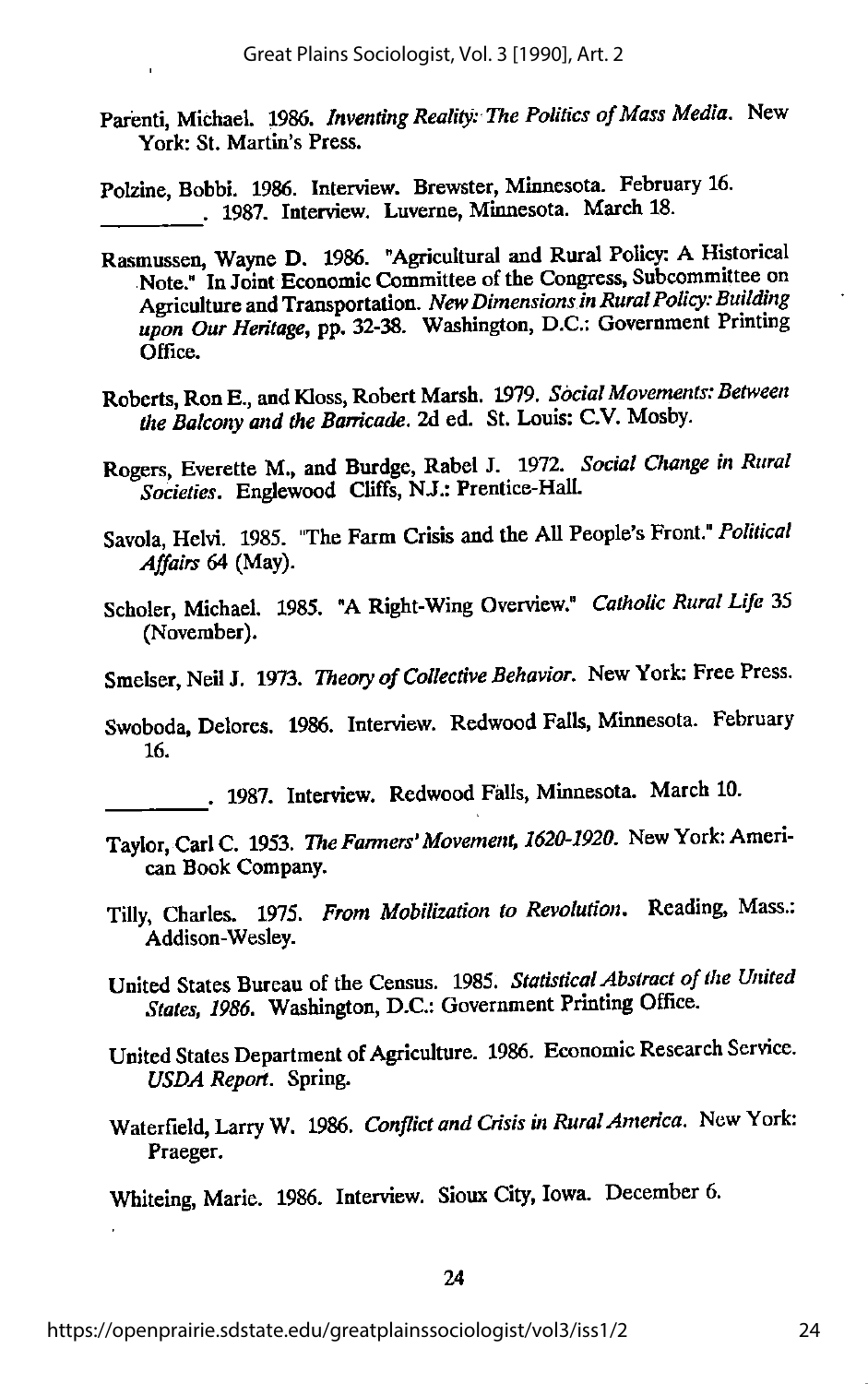Parenti, Michael. 1986. *Inventing Reality: The Politics of Mass Media*. New York: St. Martin's Press.

Polzine, Bobbi. 1986. Interview. Brewster, Minnesota. February 16.
_________. 1987. Interview. Luverne, Minnesota. March 18.

Rasmussen, Wayne D. 1986. "Agricultural and Rural Policy: A Historical Note." In Joint Economic Committee of the Congress, Subcommittee on Agriculture and Transportation. *New Dimensions in Rural Policy: Building upon Our Heritage*, pp. 32-38. Washington, D.C.: Government Printing Office.

Roberts, Ron E., and Kloss, Robert Marsh. 1979. *Social Movements: Between the Balcony and the Barricade*. 2d ed. St. Louis: C.V. Mosby.

Rogers, Everette M., and Burdge, Rabel J. 1972. *Social Change in Rural Societies*. Englewood Cliffs, N.J.: Prentice-Hall.

Savola, Helvi. 1985. "The Farm Crisis and the All People's Front." *Political Affairs* 64 (May).

Scholer, Michael. 1985. "A Right-Wing Overview." *Catholic Rural Life* 35 (November).

Smelser, Neil J. 1973. *Theory of Collective Behavior*. New York: Free Press.

Swoboda, Delores. 1986. Interview. Redwood Falls, Minnesota. February 16.

_________. 1987. Interview. Redwood Falls, Minnesota. March 10.

Taylor, Carl C. 1953. *The Farmers' Movement, 1620-1920*. New York: American Book Company.

Tilly, Charles. 1975. *From Mobilization to Revolution*. Reading, Mass.: Addison-Wesley.

United States Bureau of the Census. 1985. *Statistical Abstract of the United States, 1986*. Washington, D.C.: Government Printing Office.

United States Department of Agriculture. 1986. Economic Research Service. *USDA Report*. Spring.

Waterfield, Larry W. 1986. *Conflict and Crisis in Rural America*. New York: Praeger.

Whiteing, Marie. 1986. Interview. Sioux City, Iowa. December 6.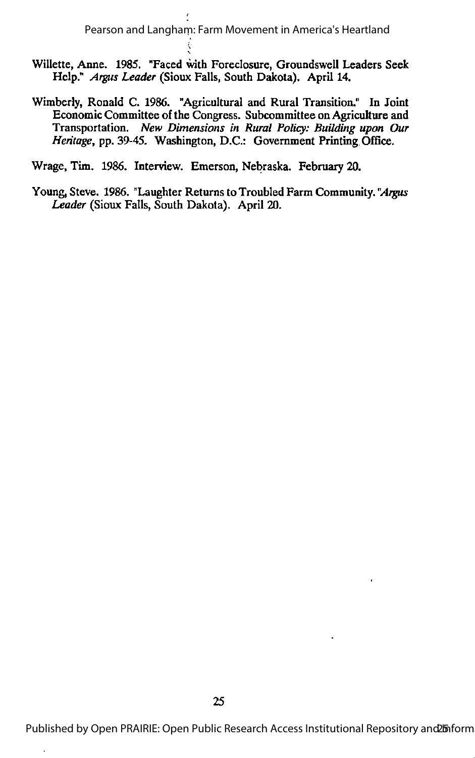Willette, Anne. 1985. "Faced with Foreclosure, Groundswell Leaders Seek Help." *Argus Leader* (Sioux Falls, South Dakota). April 14.

Wimberly, Ronald C. 1986. "Agricultural and Rural Transition." In Joint Economic Committee of the Congress. Subcommittee on Agriculture and Transportation. *New Dimensions in Rural Policy: Building upon Our Heritage*, pp. 39-45. Washington, D.C.: Government Printing Office.

Wrage, Tim. 1986. Interview. Emerson, Nebraska. February 20.

Young, Steve. 1986. "Laughter Returns to Troubled Farm Community." *Argus Leader* (Sioux Falls, South Dakota). April 20.